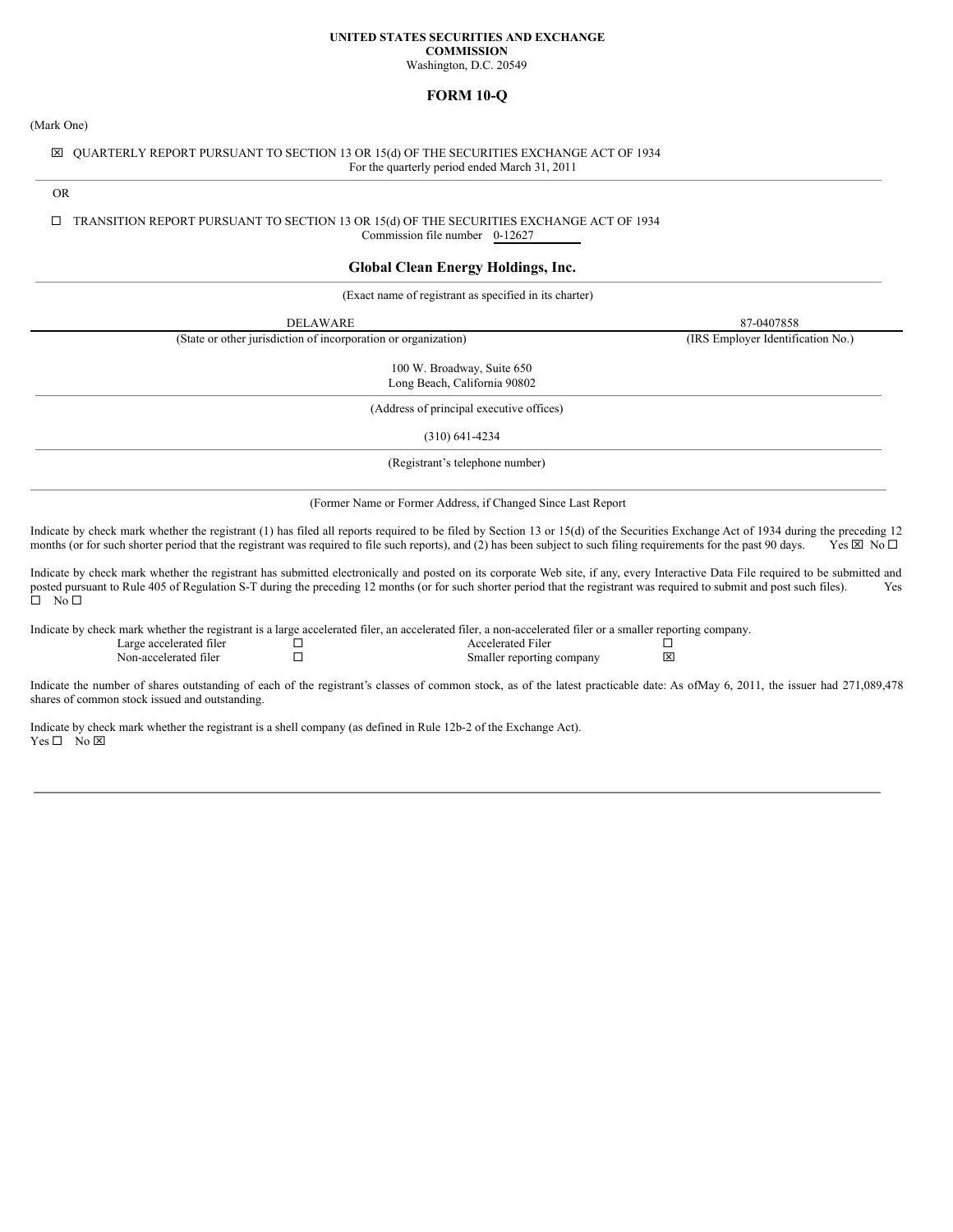**UNITED STATES SECURITIES AND EXCHANGE COMMISSION**
Washington, D.C. 20549

# FORM 10-Q

(Mark One)

☒ QUARTERLY REPORT PURSUANT TO SECTION 13 OR 15(d) OF THE SECURITIES EXCHANGE ACT OF 1934
For the quarterly period ended March 31, 2011

OR

☐ TRANSITION REPORT PURSUANT TO SECTION 13 OR 15(d) OF THE SECURITIES EXCHANGE ACT OF 1934
Commission file number 0-12627

## Global Clean Energy Holdings, Inc.

(Exact name of registrant as specified in its charter)

| DELAWARE | 87-0407858 |
|---|---|
| (State or other jurisdiction of incorporation or organization) | (IRS Employer Identification No.) |

100 W. Broadway, Suite 650
Long Beach, California 90802

(Address of principal executive offices)

(310) 641-4234

(Registrant's telephone number)

(Former Name or Former Address, if Changed Since Last Report

Indicate by check mark whether the registrant (1) has filed all reports required to be filed by Section 13 or 15(d) of the Securities Exchange Act of 1934 during the preceding 12 months (or for such shorter period that the registrant was required to file such reports), and (2) has been subject to such filing requirements for the past 90 days. Yes ☒ No ☐

Indicate by check mark whether the registrant has submitted electronically and posted on its corporate Web site, if any, every Interactive Data File required to be submitted and posted pursuant to Rule 405 of Regulation S-T during the preceding 12 months (or for such shorter period that the registrant was required to submit and post such files). Yes ☐ No ☐

Indicate by check mark whether the registrant is a large accelerated filer, an accelerated filer, a non-accelerated filer or a smaller reporting company.

| | | | |
|---|---|---|---|
| Large accelerated filer | ☐ | Accelerated Filer | ☐ |
| Non-accelerated filer | ☐ | Smaller reporting company | ☒ |

Indicate the number of shares outstanding of each of the registrant's classes of common stock, as of the latest practicable date: As ofMay 6, 2011, the issuer had 271,089,478 shares of common stock issued and outstanding.

Indicate by check mark whether the registrant is a shell company (as defined in Rule 12b-2 of the Exchange Act).
Yes ☐ No ☒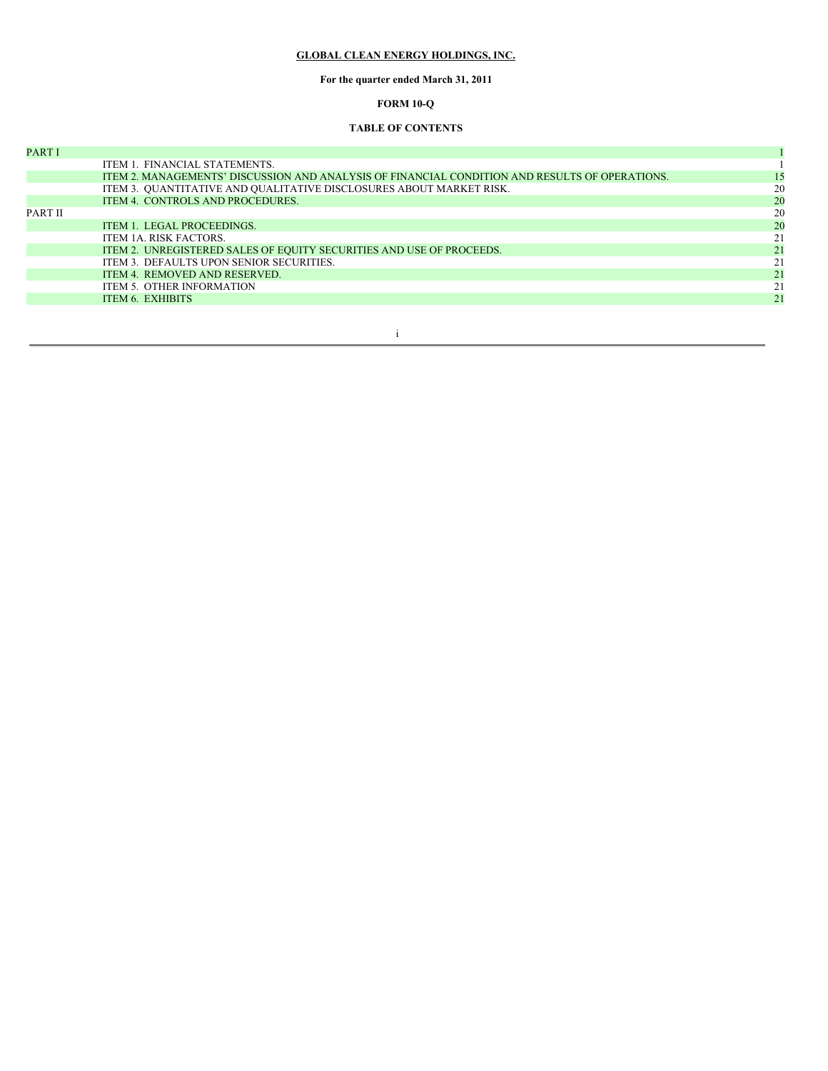**GLOBAL CLEAN ENERGY HOLDINGS, INC.**

**For the quarter ended March 31, 2011**

**FORM 10-Q**

**TABLE OF CONTENTS**

| | | |
|---|---|---|
| PART I | | 1 |
| | ITEM 1. FINANCIAL STATEMENTS. | 1 |
| | ITEM 2. MANAGEMENTS' DISCUSSION AND ANALYSIS OF FINANCIAL CONDITION AND RESULTS OF OPERATIONS. | 15 |
| | ITEM 3. QUANTITATIVE AND QUALITATIVE DISCLOSURES ABOUT MARKET RISK. | 20 |
| | ITEM 4. CONTROLS AND PROCEDURES. | 20 |
| PART II | | 20 |
| | ITEM 1. LEGAL PROCEEDINGS. | 20 |
| | ITEM 1A. RISK FACTORS. | 21 |
| | ITEM 2. UNREGISTERED SALES OF EQUITY SECURITIES AND USE OF PROCEEDS. | 21 |
| | ITEM 3. DEFAULTS UPON SENIOR SECURITIES. | 21 |
| | ITEM 4. REMOVED AND RESERVED. | 21 |
| | ITEM 5. OTHER INFORMATION | 21 |
| | ITEM 6. EXHIBITS | 21 |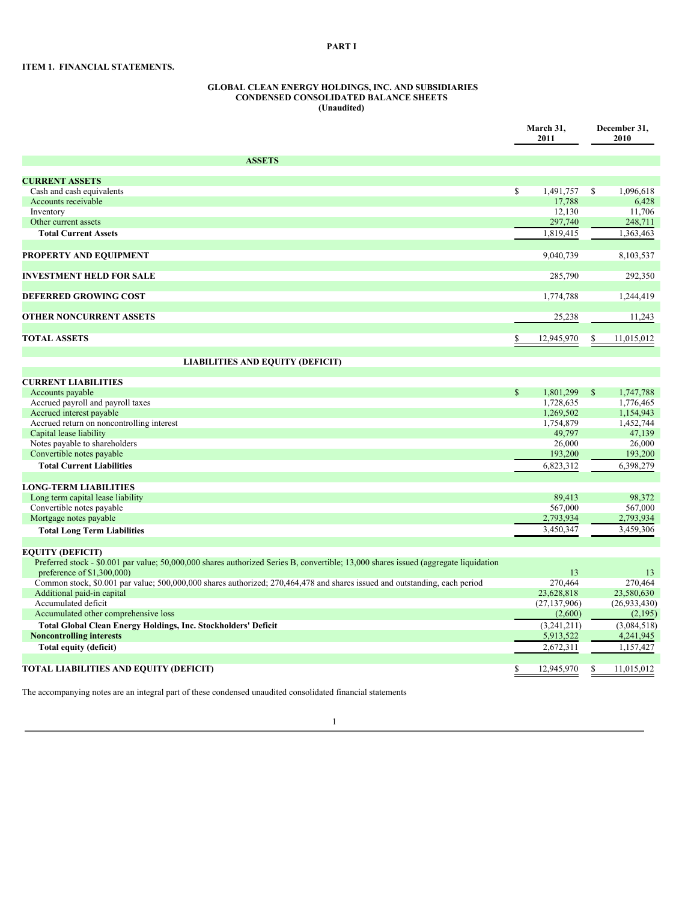# PART I

## ITEM 1. FINANCIAL STATEMENTS.

### GLOBAL CLEAN ENERGY HOLDINGS, INC. AND SUBSIDIARIES
### CONDENSED CONSOLIDATED BALANCE SHEETS
### (Unaudited)

| | March 31, 2011 | December 31, 2010 |
|---|---|---|
| **ASSETS** | | |
| **CURRENT ASSETS** | | |
| Cash and cash equivalents | $ 1,491,757 | $ 1,096,618 |
| Accounts receivable | 17,788 | 6,428 |
| Inventory | 12,130 | 11,706 |
| Other current assets | 297,740 | 248,711 |
| **Total Current Assets** | 1,819,415 | 1,363,463 |
| **PROPERTY AND EQUIPMENT** | 9,040,739 | 8,103,537 |
| **INVESTMENT HELD FOR SALE** | 285,790 | 292,350 |
| **DEFERRED GROWING COST** | 1,774,788 | 1,244,419 |
| **OTHER NONCURRENT ASSETS** | 25,238 | 11,243 |
| **TOTAL ASSETS** | $ 12,945,970 | $ 11,015,012 |
| **LIABILITIES AND EQUITY (DEFICIT)** | | |
| **CURRENT LIABILITIES** | | |
| Accounts payable | $ 1,801,299 | $ 1,747,788 |
| Accrued payroll and payroll taxes | 1,728,635 | 1,776,465 |
| Accrued interest payable | 1,269,502 | 1,154,943 |
| Accrued return on noncontrolling interest | 1,754,879 | 1,452,744 |
| Capital lease liability | 49,797 | 47,139 |
| Notes payable to shareholders | 26,000 | 26,000 |
| Convertible notes payable | 193,200 | 193,200 |
| **Total Current Liabilities** | 6,823,312 | 6,398,279 |
| **LONG-TERM LIABILITIES** | | |
| Long term capital lease liability | 89,413 | 98,372 |
| Convertible notes payable | 567,000 | 567,000 |
| Mortgage notes payable | 2,793,934 | 2,793,934 |
| **Total Long Term Liabilities** | 3,450,347 | 3,459,306 |
| **EQUITY (DEFICIT)** | | |
| Preferred stock - $0.001 par value; 50,000,000 shares authorized Series B, convertible; 13,000 shares issued (aggregate liquidation preference of $1,300,000) | 13 | 13 |
| Common stock, $0.001 par value; 500,000,000 shares authorized; 270,464,478 and shares issued and outstanding, each period | 270,464 | 270,464 |
| Additional paid-in capital | 23,628,818 | 23,580,630 |
| Accumulated deficit | (27,137,906) | (26,933,430) |
| Accumulated other comprehensive loss | (2,600) | (2,195) |
| **Total Global Clean Energy Holdings, Inc. Stockholders' Deficit** | (3,241,211) | (3,084,518) |
| **Noncontrolling interests** | 5,913,522 | 4,241,945 |
| **Total equity (deficit)** | 2,672,311 | 1,157,427 |
| **TOTAL LIABILITIES AND EQUITY (DEFICIT)** | $ 12,945,970 | $ 11,015,012 |

The accompanying notes are an integral part of these condensed unaudited consolidated financial statements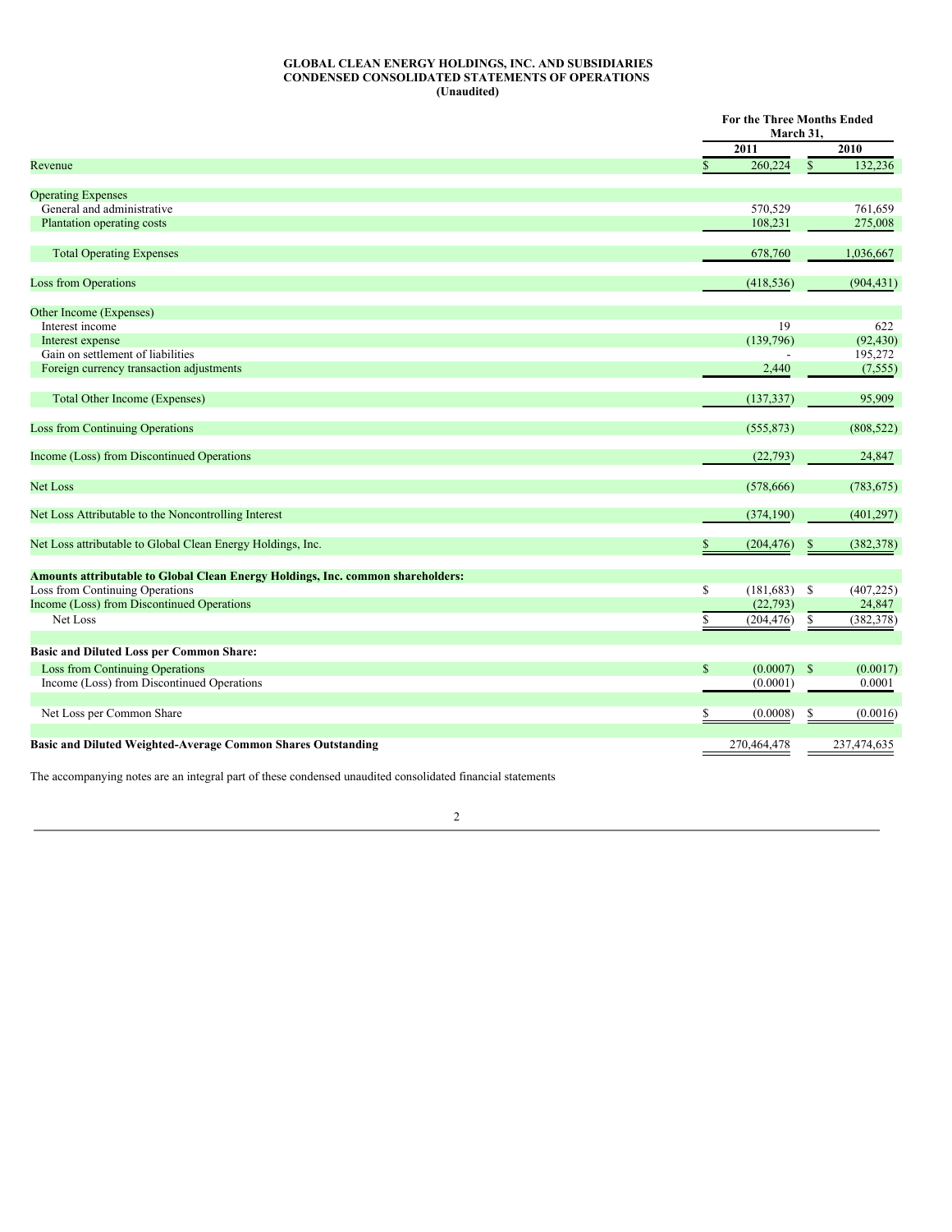**GLOBAL CLEAN ENERGY HOLDINGS, INC. AND SUBSIDIARIES**
**CONDENSED CONSOLIDATED STATEMENTS OF OPERATIONS**
**(Unaudited)**

| | For the Three Months Ended March 31, | |
|---|---|---|
| | 2011 | 2010 |
| Revenue | $ 260,224 | $ 132,236 |
| **Operating Expenses** | | |
| General and administrative | 570,529 | 761,659 |
| Plantation operating costs | 108,231 | 275,008 |
| Total Operating Expenses | 678,760 | 1,036,667 |
| Loss from Operations | (418,536) | (904,431) |
| **Other Income (Expenses)** | | |
| Interest income | 19 | 622 |
| Interest expense | (139,796) | (92,430) |
| Gain on settlement of liabilities | - | 195,272 |
| Foreign currency transaction adjustments | 2,440 | (7,555) |
| Total Other Income (Expenses) | (137,337) | 95,909 |
| Loss from Continuing Operations | (555,873) | (808,522) |
| Income (Loss) from Discontinued Operations | (22,793) | 24,847 |
| Net Loss | (578,666) | (783,675) |
| Net Loss Attributable to the Noncontrolling Interest | (374,190) | (401,297) |
| Net Loss attributable to Global Clean Energy Holdings, Inc. | $ (204,476) | $ (382,378) |
| **Amounts attributable to Global Clean Energy Holdings, Inc. common shareholders:** | | |
| Loss from Continuing Operations | $ (181,683) | $ (407,225) |
| Income (Loss) from Discontinued Operations | (22,793) | 24,847 |
| Net Loss | $ (204,476) | $ (382,378) |
| **Basic and Diluted Loss per Common Share:** | | |
| Loss from Continuing Operations | $ (0.0007) | $ (0.0017) |
| Income (Loss) from Discontinued Operations | (0.0001) | 0.0001 |
| Net Loss per Common Share | $ (0.0008) | $ (0.0016) |
| **Basic and Diluted Weighted-Average Common Shares Outstanding** | 270,464,478 | 237,474,635 |

The accompanying notes are an integral part of these condensed unaudited consolidated financial statements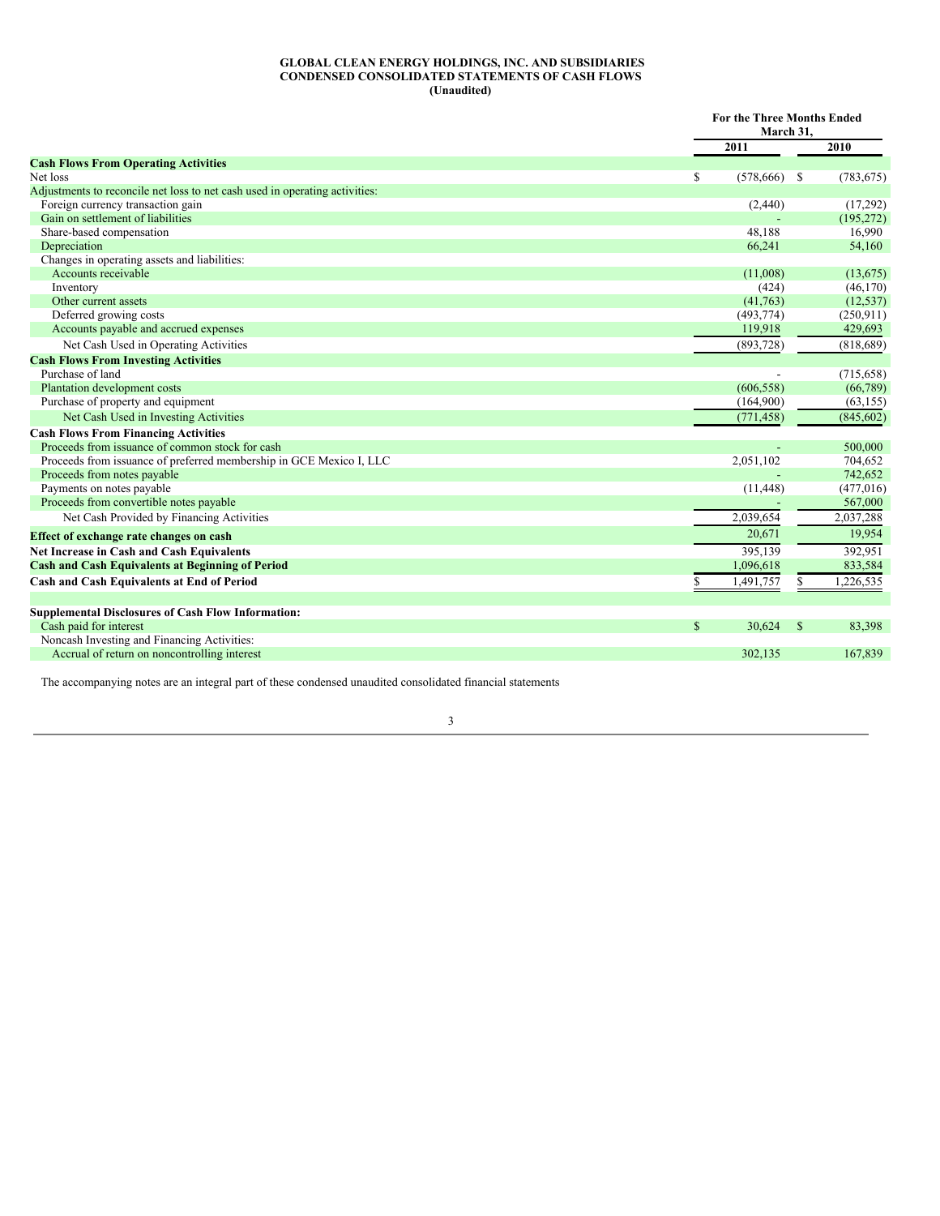**GLOBAL CLEAN ENERGY HOLDINGS, INC. AND SUBSIDIARIES**
**CONDENSED CONSOLIDATED STATEMENTS OF CASH FLOWS**
**(Unaudited)**

| | For the Three Months Ended March 31, | |
|---|---|---|
| | **2011** | **2010** |
| **Cash Flows From Operating Activities** | | |
| Net loss | $ (578,666) | $ (783,675) |
| Adjustments to reconcile net loss to net cash used in operating activities: | | |
| Foreign currency transaction gain | (2,440) | (17,292) |
| Gain on settlement of liabilities | - | (195,272) |
| Share-based compensation | 48,188 | 16,990 |
| Depreciation | 66,241 | 54,160 |
| Changes in operating assets and liabilities: | | |
| Accounts receivable | (11,008) | (13,675) |
| Inventory | (424) | (46,170) |
| Other current assets | (41,763) | (12,537) |
| Deferred growing costs | (493,774) | (250,911) |
| Accounts payable and accrued expenses | 119,918 | 429,693 |
| Net Cash Used in Operating Activities | (893,728) | (818,689) |
| **Cash Flows From Investing Activities** | | |
| Purchase of land | - | (715,658) |
| Plantation development costs | (606,558) | (66,789) |
| Purchase of property and equipment | (164,900) | (63,155) |
| Net Cash Used in Investing Activities | (771,458) | (845,602) |
| **Cash Flows From Financing Activities** | | |
| Proceeds from issuance of common stock for cash | - | 500,000 |
| Proceeds from issuance of preferred membership in GCE Mexico I, LLC | 2,051,102 | 704,652 |
| Proceeds from notes payable | - | 742,652 |
| Payments on notes payable | (11,448) | (477,016) |
| Proceeds from convertible notes payable | - | 567,000 |
| Net Cash Provided by Financing Activities | 2,039,654 | 2,037,288 |
| **Effect of exchange rate changes on cash** | 20,671 | 19,954 |
| **Net Increase in Cash and Cash Equivalents** | 395,139 | 392,951 |
| **Cash and Cash Equivalents at Beginning of Period** | 1,096,618 | 833,584 |
| **Cash and Cash Equivalents at End of Period** | $ 1,491,757 | $ 1,226,535 |
| | | |
| **Supplemental Disclosures of Cash Flow Information:** | | |
| Cash paid for interest | $ 30,624 | $ 83,398 |
| Noncash Investing and Financing Activities: | | |
| Accrual of return on noncontrolling interest | 302,135 | 167,839 |

The accompanying notes are an integral part of these condensed unaudited consolidated financial statements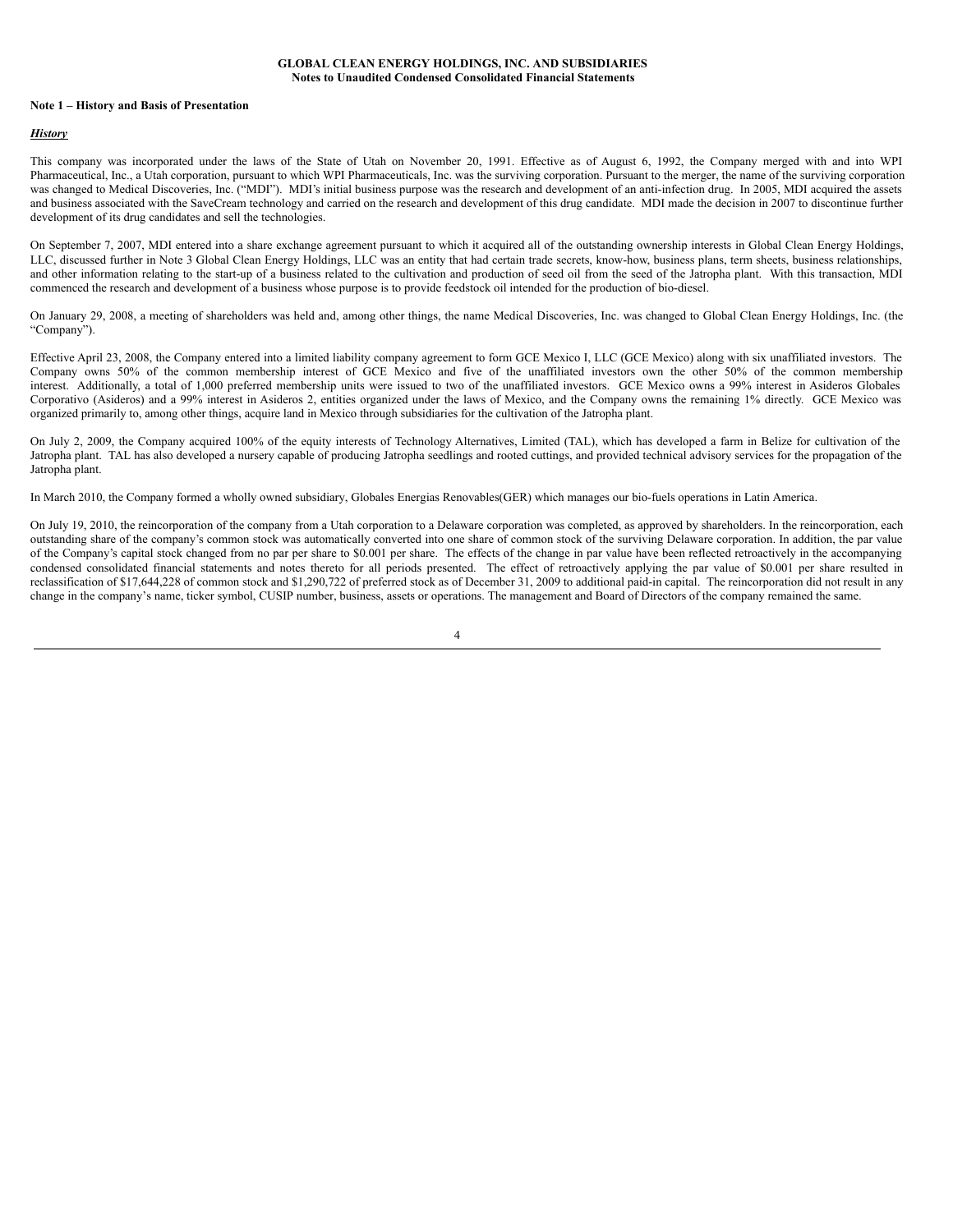**GLOBAL CLEAN ENERGY HOLDINGS, INC. AND SUBSIDIARIES**
**Notes to Unaudited Condensed Consolidated Financial Statements**

**Note 1 – History and Basis of Presentation**

***History***

This company was incorporated under the laws of the State of Utah on November 20, 1991. Effective as of August 6, 1992, the Company merged with and into WPI Pharmaceutical, Inc., a Utah corporation, pursuant to which WPI Pharmaceuticals, Inc. was the surviving corporation. Pursuant to the merger, the name of the surviving corporation was changed to Medical Discoveries, Inc. ("MDI"). MDI's initial business purpose was the research and development of an anti-infection drug. In 2005, MDI acquired the assets and business associated with the SaveCream technology and carried on the research and development of this drug candidate. MDI made the decision in 2007 to discontinue further development of its drug candidates and sell the technologies.

On September 7, 2007, MDI entered into a share exchange agreement pursuant to which it acquired all of the outstanding ownership interests in Global Clean Energy Holdings, LLC, discussed further in Note 3 Global Clean Energy Holdings, LLC was an entity that had certain trade secrets, know-how, business plans, term sheets, business relationships, and other information relating to the start-up of a business related to the cultivation and production of seed oil from the seed of the Jatropha plant. With this transaction, MDI commenced the research and development of a business whose purpose is to provide feedstock oil intended for the production of bio-diesel.

On January 29, 2008, a meeting of shareholders was held and, among other things, the name Medical Discoveries, Inc. was changed to Global Clean Energy Holdings, Inc. (the "Company").

Effective April 23, 2008, the Company entered into a limited liability company agreement to form GCE Mexico I, LLC (GCE Mexico) along with six unaffiliated investors. The Company owns 50% of the common membership interest of GCE Mexico and five of the unaffiliated investors own the other 50% of the common membership interest. Additionally, a total of 1,000 preferred membership units were issued to two of the unaffiliated investors. GCE Mexico owns a 99% interest in Asideros Globales Corporativo (Asideros) and a 99% interest in Asideros 2, entities organized under the laws of Mexico, and the Company owns the remaining 1% directly. GCE Mexico was organized primarily to, among other things, acquire land in Mexico through subsidiaries for the cultivation of the Jatropha plant.

On July 2, 2009, the Company acquired 100% of the equity interests of Technology Alternatives, Limited (TAL), which has developed a farm in Belize for cultivation of the Jatropha plant. TAL has also developed a nursery capable of producing Jatropha seedlings and rooted cuttings, and provided technical advisory services for the propagation of the Jatropha plant.

In March 2010, the Company formed a wholly owned subsidiary, Globales Energias Renovables(GER) which manages our bio-fuels operations in Latin America.

On July 19, 2010, the reincorporation of the company from a Utah corporation to a Delaware corporation was completed, as approved by shareholders. In the reincorporation, each outstanding share of the company's common stock was automatically converted into one share of common stock of the surviving Delaware corporation. In addition, the par value of the Company's capital stock changed from no par per share to $0.001 per share. The effects of the change in par value have been reflected retroactively in the accompanying condensed consolidated financial statements and notes thereto for all periods presented. The effect of retroactively applying the par value of $0.001 per share resulted in reclassification of $17,644,228 of common stock and $1,290,722 of preferred stock as of December 31, 2009 to additional paid-in capital. The reincorporation did not result in any change in the company's name, ticker symbol, CUSIP number, business, assets or operations. The management and Board of Directors of the company remained the same.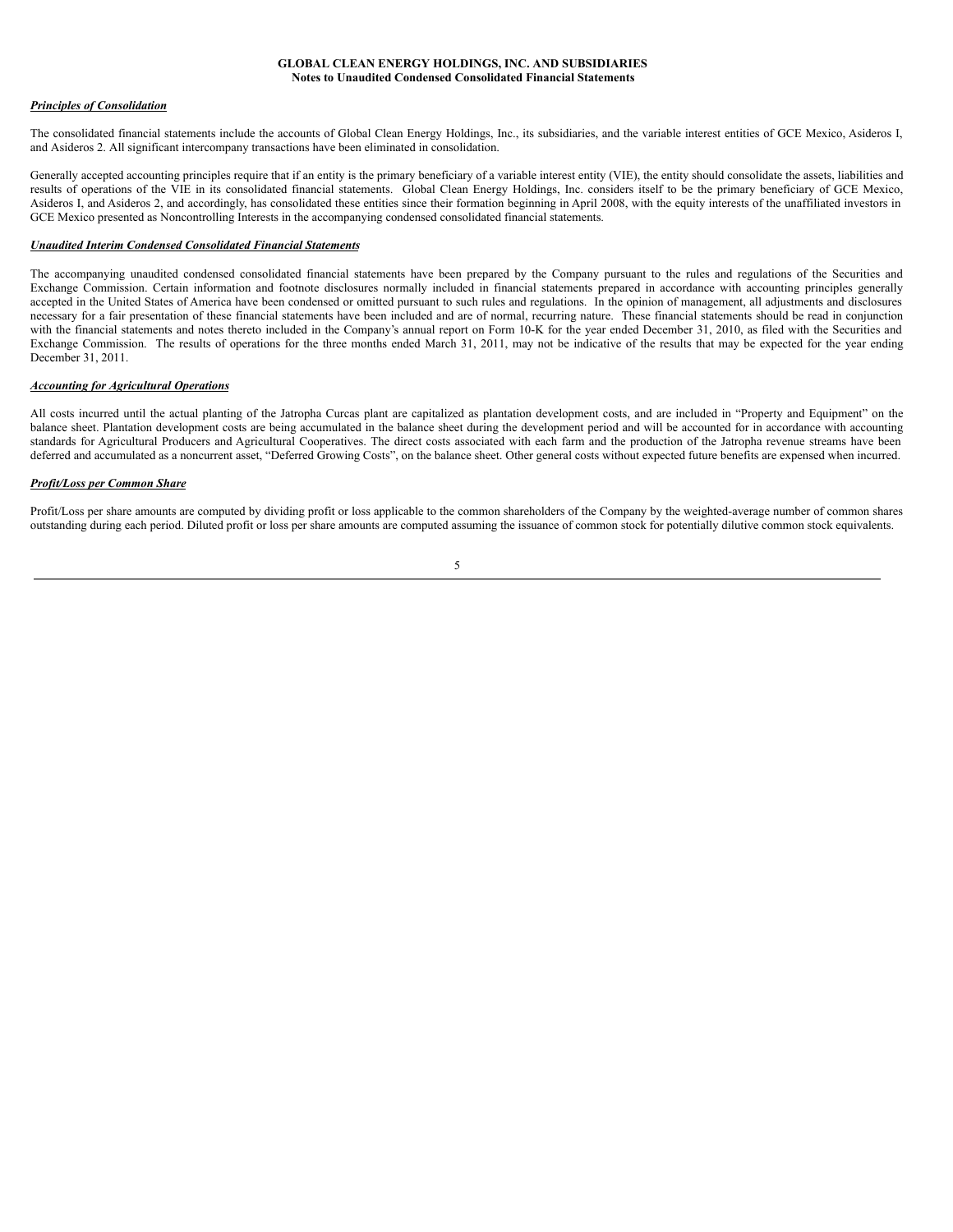***Principles of Consolidation***

The consolidated financial statements include the accounts of Global Clean Energy Holdings, Inc., its subsidiaries, and the variable interest entities of GCE Mexico, Asideros I, and Asideros 2. All significant intercompany transactions have been eliminated in consolidation.

Generally accepted accounting principles require that if an entity is the primary beneficiary of a variable interest entity (VIE), the entity should consolidate the assets, liabilities and results of operations of the VIE in its consolidated financial statements. Global Clean Energy Holdings, Inc. considers itself to be the primary beneficiary of GCE Mexico, Asideros I, and Asideros 2, and accordingly, has consolidated these entities since their formation beginning in April 2008, with the equity interests of the unaffiliated investors in GCE Mexico presented as Noncontrolling Interests in the accompanying condensed consolidated financial statements.

***Unaudited Interim Condensed Consolidated Financial Statements***

The accompanying unaudited condensed consolidated financial statements have been prepared by the Company pursuant to the rules and regulations of the Securities and Exchange Commission. Certain information and footnote disclosures normally included in financial statements prepared in accordance with accounting principles generally accepted in the United States of America have been condensed or omitted pursuant to such rules and regulations. In the opinion of management, all adjustments and disclosures necessary for a fair presentation of these financial statements have been included and are of normal, recurring nature. These financial statements should be read in conjunction with the financial statements and notes thereto included in the Company's annual report on Form 10-K for the year ended December 31, 2010, as filed with the Securities and Exchange Commission. The results of operations for the three months ended March 31, 2011, may not be indicative of the results that may be expected for the year ending December 31, 2011.

***Accounting for Agricultural Operations***

All costs incurred until the actual planting of the Jatropha Curcas plant are capitalized as plantation development costs, and are included in "Property and Equipment" on the balance sheet. Plantation development costs are being accumulated in the balance sheet during the development period and will be accounted for in accordance with accounting standards for Agricultural Producers and Agricultural Cooperatives. The direct costs associated with each farm and the production of the Jatropha revenue streams have been deferred and accumulated as a noncurrent asset, "Deferred Growing Costs", on the balance sheet. Other general costs without expected future benefits are expensed when incurred.

***Profit/Loss per Common Share***

Profit/Loss per share amounts are computed by dividing profit or loss applicable to the common shareholders of the Company by the weighted-average number of common shares outstanding during each period. Diluted profit or loss per share amounts are computed assuming the issuance of common stock for potentially dilutive common stock equivalents.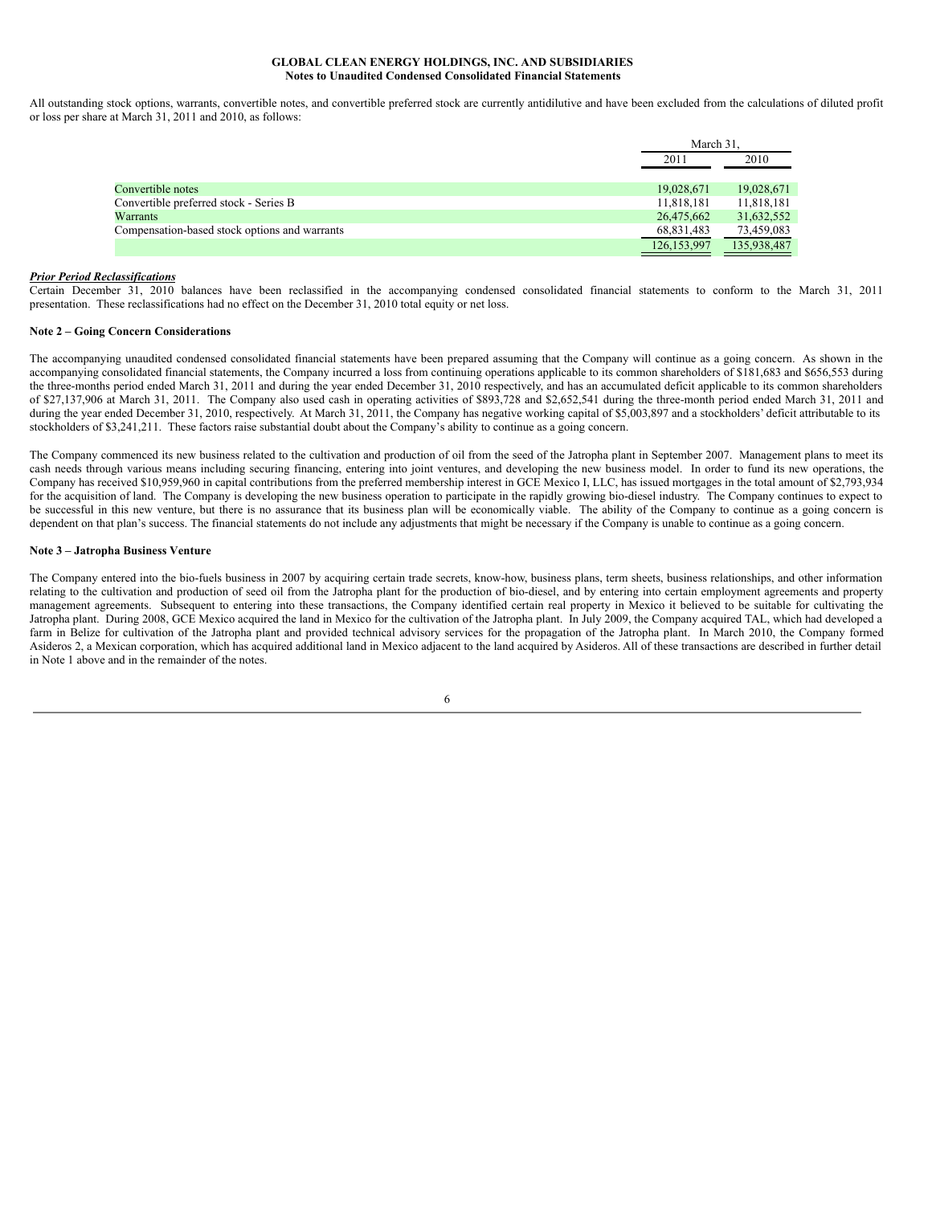**GLOBAL CLEAN ENERGY HOLDINGS, INC. AND SUBSIDIARIES**
**Notes to Unaudited Condensed Consolidated Financial Statements**

All outstanding stock options, warrants, convertible notes, and convertible preferred stock are currently antidilutive and have been excluded from the calculations of diluted profit or loss per share at March 31, 2011 and 2010, as follows:

| | March 31, | |
|---|---|---|
| | 2011 | 2010 |
| Convertible notes | 19,028,671 | 19,028,671 |
| Convertible preferred stock - Series B | 11,818,181 | 11,818,181 |
| Warrants | 26,475,662 | 31,632,552 |
| Compensation-based stock options and warrants | 68,831,483 | 73,459,083 |
| | 126,153,997 | 135,938,487 |

***Prior Period Reclassifications***

Certain December 31, 2010 balances have been reclassified in the accompanying condensed consolidated financial statements to conform to the March 31, 2011 presentation. These reclassifications had no effect on the December 31, 2010 total equity or net loss.

**Note 2 – Going Concern Considerations**

The accompanying unaudited condensed consolidated financial statements have been prepared assuming that the Company will continue as a going concern. As shown in the accompanying consolidated financial statements, the Company incurred a loss from continuing operations applicable to its common shareholders of $181,683 and $656,553 during the three-months period ended March 31, 2011 and during the year ended December 31, 2010 respectively, and has an accumulated deficit applicable to its common shareholders of $27,137,906 at March 31, 2011. The Company also used cash in operating activities of $893,728 and $2,652,541 during the three-month period ended March 31, 2011 and during the year ended December 31, 2010, respectively. At March 31, 2011, the Company has negative working capital of $5,003,897 and a stockholders' deficit attributable to its stockholders of $3,241,211. These factors raise substantial doubt about the Company's ability to continue as a going concern.

The Company commenced its new business related to the cultivation and production of oil from the seed of the Jatropha plant in September 2007. Management plans to meet its cash needs through various means including securing financing, entering into joint ventures, and developing the new business model. In order to fund its new operations, the Company has received $10,959,960 in capital contributions from the preferred membership interest in GCE Mexico I, LLC, has issued mortgages in the total amount of $2,793,934 for the acquisition of land. The Company is developing the new business operation to participate in the rapidly growing bio-diesel industry. The Company continues to expect to be successful in this new venture, but there is no assurance that its business plan will be economically viable. The ability of the Company to continue as a going concern is dependent on that plan's success. The financial statements do not include any adjustments that might be necessary if the Company is unable to continue as a going concern.

**Note 3 – Jatropha Business Venture**

The Company entered into the bio-fuels business in 2007 by acquiring certain trade secrets, know-how, business plans, term sheets, business relationships, and other information relating to the cultivation and production of seed oil from the Jatropha plant for the production of bio-diesel, and by entering into certain employment agreements and property management agreements. Subsequent to entering into these transactions, the Company identified certain real property in Mexico it believed to be suitable for cultivating the Jatropha plant. During 2008, GCE Mexico acquired the land in Mexico for the cultivation of the Jatropha plant. In July 2009, the Company acquired TAL, which had developed a farm in Belize for cultivation of the Jatropha plant and provided technical advisory services for the propagation of the Jatropha plant. In March 2010, the Company formed Asideros 2, a Mexican corporation, which has acquired additional land in Mexico adjacent to the land acquired by Asideros. All of these transactions are described in further detail in Note 1 above and in the remainder of the notes.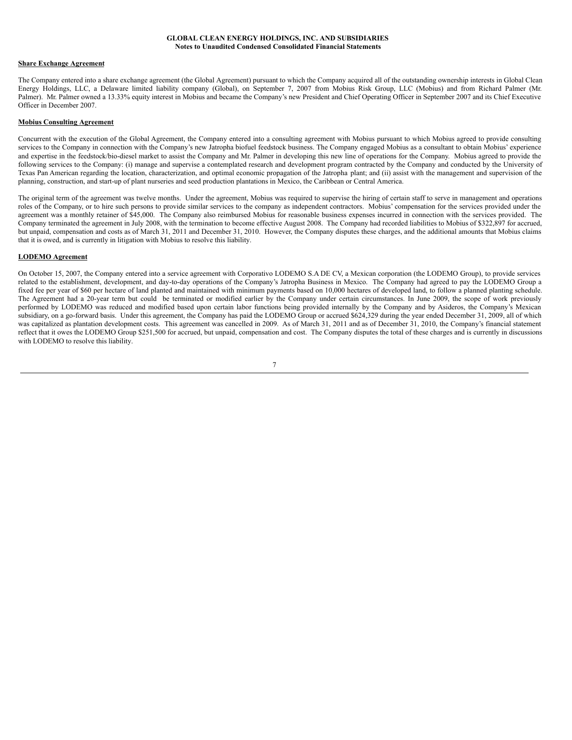**GLOBAL CLEAN ENERGY HOLDINGS, INC. AND SUBSIDIARIES**
**Notes to Unaudited Condensed Consolidated Financial Statements**

**Share Exchange Agreement**

The Company entered into a share exchange agreement (the Global Agreement) pursuant to which the Company acquired all of the outstanding ownership interests in Global Clean Energy Holdings, LLC, a Delaware limited liability company (Global), on September 7, 2007 from Mobius Risk Group, LLC (Mobius) and from Richard Palmer (Mr. Palmer). Mr. Palmer owned a 13.33% equity interest in Mobius and became the Company's new President and Chief Operating Officer in September 2007 and its Chief Executive Officer in December 2007.

**Mobius Consulting Agreement**

Concurrent with the execution of the Global Agreement, the Company entered into a consulting agreement with Mobius pursuant to which Mobius agreed to provide consulting services to the Company in connection with the Company's new Jatropha biofuel feedstock business. The Company engaged Mobius as a consultant to obtain Mobius' experience and expertise in the feedstock/bio-diesel market to assist the Company and Mr. Palmer in developing this new line of operations for the Company. Mobius agreed to provide the following services to the Company: (i) manage and supervise a contemplated research and development program contracted by the Company and conducted by the University of Texas Pan American regarding the location, characterization, and optimal economic propagation of the Jatropha plant; and (ii) assist with the management and supervision of the planning, construction, and start-up of plant nurseries and seed production plantations in Mexico, the Caribbean or Central America.

The original term of the agreement was twelve months. Under the agreement, Mobius was required to supervise the hiring of certain staff to serve in management and operations roles of the Company, or to hire such persons to provide similar services to the company as independent contractors. Mobius' compensation for the services provided under the agreement was a monthly retainer of $45,000. The Company also reimbursed Mobius for reasonable business expenses incurred in connection with the services provided. The Company terminated the agreement in July 2008, with the termination to become effective August 2008. The Company had recorded liabilities to Mobius of $322,897 for accrued, but unpaid, compensation and costs as of March 31, 2011 and December 31, 2010. However, the Company disputes these charges, and the additional amounts that Mobius claims that it is owed, and is currently in litigation with Mobius to resolve this liability.

**LODEMO Agreement**

On October 15, 2007, the Company entered into a service agreement with Corporativo LODEMO S.A DE CV, a Mexican corporation (the LODEMO Group), to provide services related to the establishment, development, and day-to-day operations of the Company's Jatropha Business in Mexico. The Company had agreed to pay the LODEMO Group a fixed fee per year of $60 per hectare of land planted and maintained with minimum payments based on 10,000 hectares of developed land, to follow a planned planting schedule. The Agreement had a 20-year term but could be terminated or modified earlier by the Company under certain circumstances. In June 2009, the scope of work previously performed by LODEMO was reduced and modified based upon certain labor functions being provided internally by the Company and by Asideros, the Company's Mexican subsidiary, on a go-forward basis. Under this agreement, the Company has paid the LODEMO Group or accrued $624,329 during the year ended December 31, 2009, all of which was capitalized as plantation development costs. This agreement was cancelled in 2009. As of March 31, 2011 and as of December 31, 2010, the Company's financial statement reflect that it owes the LODEMO Group $251,500 for accrued, but unpaid, compensation and cost. The Company disputes the total of these charges and is currently in discussions with LODEMO to resolve this liability.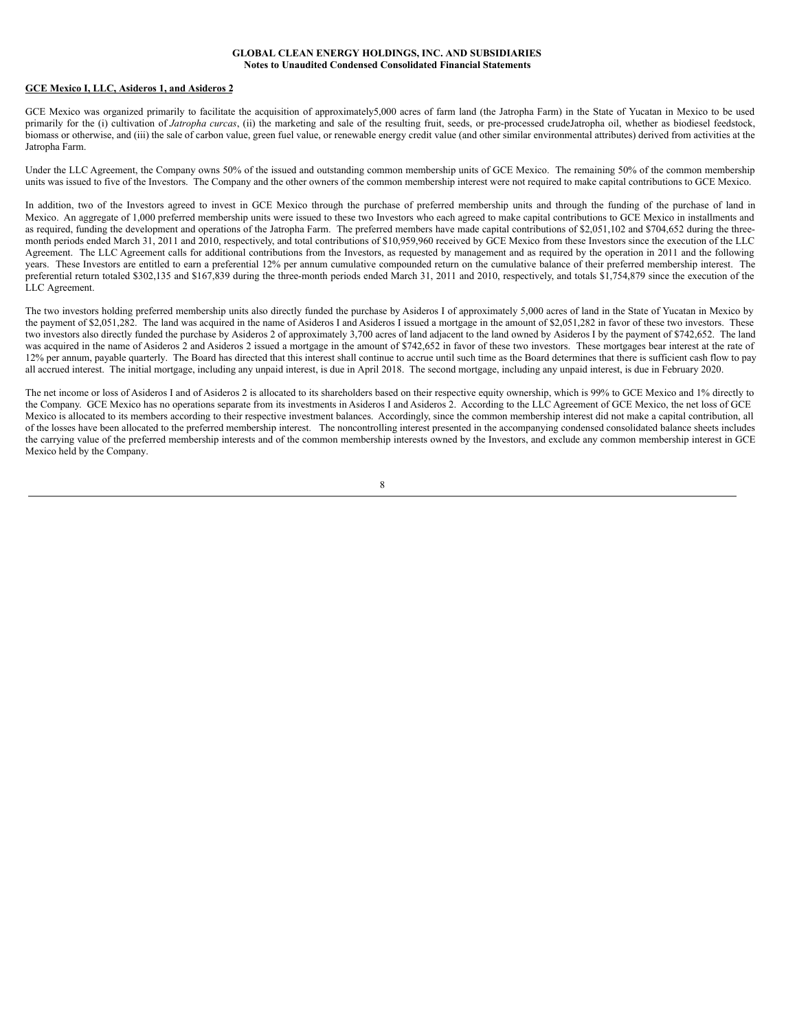**GCE Mexico I, LLC, Asideros 1, and Asideros 2**

GCE Mexico was organized primarily to facilitate the acquisition of approximately5,000 acres of farm land (the Jatropha Farm) in the State of Yucatan in Mexico to be used primarily for the (i) cultivation of *Jatropha curcas*, (ii) the marketing and sale of the resulting fruit, seeds, or pre-processed crudeJatropha oil, whether as biodiesel feedstock, biomass or otherwise, and (iii) the sale of carbon value, green fuel value, or renewable energy credit value (and other similar environmental attributes) derived from activities at the Jatropha Farm.

Under the LLC Agreement, the Company owns 50% of the issued and outstanding common membership units of GCE Mexico. The remaining 50% of the common membership units was issued to five of the Investors. The Company and the other owners of the common membership interest were not required to make capital contributions to GCE Mexico.

In addition, two of the Investors agreed to invest in GCE Mexico through the purchase of preferred membership units and through the funding of the purchase of land in Mexico. An aggregate of 1,000 preferred membership units were issued to these two Investors who each agreed to make capital contributions to GCE Mexico in installments and as required, funding the development and operations of the Jatropha Farm. The preferred members have made capital contributions of $2,051,102 and $704,652 during the three-month periods ended March 31, 2011 and 2010, respectively, and total contributions of $10,959,960 received by GCE Mexico from these Investors since the execution of the LLC Agreement. The LLC Agreement calls for additional contributions from the Investors, as requested by management and as required by the operation in 2011 and the following years. These Investors are entitled to earn a preferential 12% per annum cumulative compounded return on the cumulative balance of their preferred membership interest. The preferential return totaled $302,135 and $167,839 during the three-month periods ended March 31, 2011 and 2010, respectively, and totals $1,754,879 since the execution of the LLC Agreement.

The two investors holding preferred membership units also directly funded the purchase by Asideros I of approximately 5,000 acres of land in the State of Yucatan in Mexico by the payment of $2,051,282. The land was acquired in the name of Asideros I and Asideros I issued a mortgage in the amount of $2,051,282 in favor of these two investors. These two investors also directly funded the purchase by Asideros 2 of approximately 3,700 acres of land adjacent to the land owned by Asideros I by the payment of $742,652. The land was acquired in the name of Asideros 2 and Asideros 2 issued a mortgage in the amount of $742,652 in favor of these two investors. These mortgages bear interest at the rate of 12% per annum, payable quarterly. The Board has directed that this interest shall continue to accrue until such time as the Board determines that there is sufficient cash flow to pay all accrued interest. The initial mortgage, including any unpaid interest, is due in April 2018. The second mortgage, including any unpaid interest, is due in February 2020.

The net income or loss of Asideros I and of Asideros 2 is allocated to its shareholders based on their respective equity ownership, which is 99% to GCE Mexico and 1% directly to the Company. GCE Mexico has no operations separate from its investments in Asideros I and Asideros 2. According to the LLC Agreement of GCE Mexico, the net loss of GCE Mexico is allocated to its members according to their respective investment balances. Accordingly, since the common membership interest did not make a capital contribution, all of the losses have been allocated to the preferred membership interest. The noncontrolling interest presented in the accompanying condensed consolidated balance sheets includes the carrying value of the preferred membership interests and of the common membership interests owned by the Investors, and exclude any common membership interest in GCE Mexico held by the Company.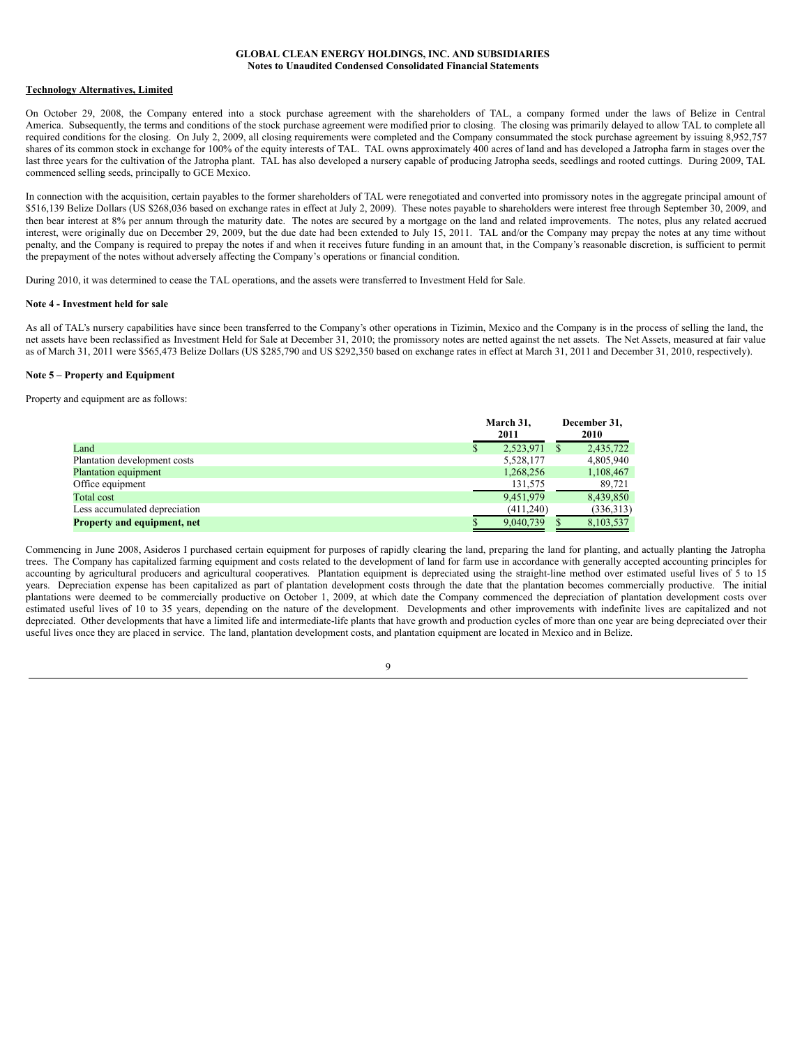**Technology Alternatives, Limited**

On October 29, 2008, the Company entered into a stock purchase agreement with the shareholders of TAL, a company formed under the laws of Belize in Central America. Subsequently, the terms and conditions of the stock purchase agreement were modified prior to closing. The closing was primarily delayed to allow TAL to complete all required conditions for the closing. On July 2, 2009, all closing requirements were completed and the Company consummated the stock purchase agreement by issuing 8,952,757 shares of its common stock in exchange for 100% of the equity interests of TAL. TAL owns approximately 400 acres of land and has developed a Jatropha farm in stages over the last three years for the cultivation of the Jatropha plant. TAL has also developed a nursery capable of producing Jatropha seeds, seedlings and rooted cuttings. During 2009, TAL commenced selling seeds, principally to GCE Mexico.

In connection with the acquisition, certain payables to the former shareholders of TAL were renegotiated and converted into promissory notes in the aggregate principal amount of $516,139 Belize Dollars (US $268,036 based on exchange rates in effect at July 2, 2009). These notes payable to shareholders were interest free through September 30, 2009, and then bear interest at 8% per annum through the maturity date. The notes are secured by a mortgage on the land and related improvements. The notes, plus any related accrued interest, were originally due on December 29, 2009, but the due date had been extended to July 15, 2011. TAL and/or the Company may prepay the notes at any time without penalty, and the Company is required to prepay the notes if and when it receives future funding in an amount that, in the Company's reasonable discretion, is sufficient to permit the prepayment of the notes without adversely affecting the Company's operations or financial condition.

During 2010, it was determined to cease the TAL operations, and the assets were transferred to Investment Held for Sale.

**Note 4 - Investment held for sale**

As all of TAL's nursery capabilities have since been transferred to the Company's other operations in Tizimin, Mexico and the Company is in the process of selling the land, the net assets have been reclassified as Investment Held for Sale at December 31, 2010; the promissory notes are netted against the net assets. The Net Assets, measured at fair value as of March 31, 2011 were $565,473 Belize Dollars (US $285,790 and US $292,350 based on exchange rates in effect at March 31, 2011 and December 31, 2010, respectively).

**Note 5 – Property and Equipment**

Property and equipment are as follows:

| | March 31, 2011 | December 31, 2010 |
|---|---|---|
| Land | $ 2,523,971 | $ 2,435,722 |
| Plantation development costs | 5,528,177 | 4,805,940 |
| Plantation equipment | 1,268,256 | 1,108,467 |
| Office equipment | 131,575 | 89,721 |
| Total cost | 9,451,979 | 8,439,850 |
| Less accumulated depreciation | (411,240) | (336,313) |
| **Property and equipment, net** | $ 9,040,739 | $ 8,103,537 |

Commencing in June 2008, Asideros I purchased certain equipment for purposes of rapidly clearing the land, preparing the land for planting, and actually planting the Jatropha trees. The Company has capitalized farming equipment and costs related to the development of land for farm use in accordance with generally accepted accounting principles for accounting by agricultural producers and agricultural cooperatives. Plantation equipment is depreciated using the straight-line method over estimated useful lives of 5 to 15 years. Depreciation expense has been capitalized as part of plantation development costs through the date that the plantation becomes commercially productive. The initial plantations were deemed to be commercially productive on October 1, 2009, at which date the Company commenced the depreciation of plantation development costs over estimated useful lives of 10 to 35 years, depending on the nature of the development. Developments and other improvements with indefinite lives are capitalized and not depreciated. Other developments that have a limited life and intermediate-life plants that have growth and production cycles of more than one year are being depreciated over their useful lives once they are placed in service. The land, plantation development costs, and plantation equipment are located in Mexico and in Belize.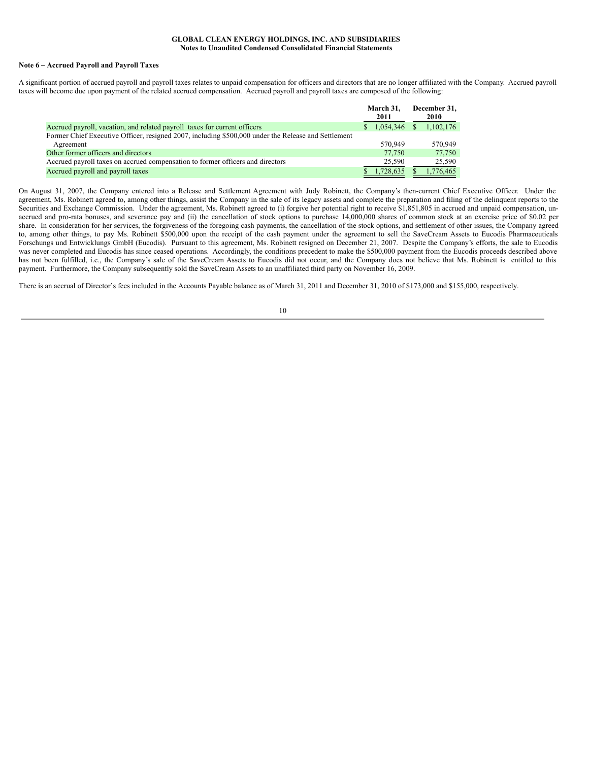**GLOBAL CLEAN ENERGY HOLDINGS, INC. AND SUBSIDIARIES**
**Notes to Unaudited Condensed Consolidated Financial Statements**

**Note 6 – Accrued Payroll and Payroll Taxes**

A significant portion of accrued payroll and payroll taxes relates to unpaid compensation for officers and directors that are no longer affiliated with the Company. Accrued payroll taxes will become due upon payment of the related accrued compensation. Accrued payroll and payroll taxes are composed of the following:

| | March 31, 2011 | December 31, 2010 |
|---|---|---|
| Accrued payroll, vacation, and related payroll taxes for current officers | $ 1,054,346 | $ 1,102,176 |
| Former Chief Executive Officer, resigned 2007, including $500,000 under the Release and Settlement Agreement | 570,949 | 570,949 |
| Other former officers and directors | 77,750 | 77,750 |
| Accrued payroll taxes on accrued compensation to former officers and directors | 25,590 | 25,590 |
| Accrued payroll and payroll taxes | $ 1,728,635 | $ 1,776,465 |

On August 31, 2007, the Company entered into a Release and Settlement Agreement with Judy Robinett, the Company's then-current Chief Executive Officer. Under the agreement, Ms. Robinett agreed to, among other things, assist the Company in the sale of its legacy assets and complete the preparation and filing of the delinquent reports to the Securities and Exchange Commission. Under the agreement, Ms. Robinett agreed to (i) forgive her potential right to receive $1,851,805 in accrued and unpaid compensation, un-accrued and pro-rata bonuses, and severance pay and (ii) the cancellation of stock options to purchase 14,000,000 shares of common stock at an exercise price of $0.02 per share. In consideration for her services, the forgiveness of the foregoing cash payments, the cancellation of the stock options, and settlement of other issues, the Company agreed to, among other things, to pay Ms. Robinett $500,000 upon the receipt of the cash payment under the agreement to sell the SaveCream Assets to Eucodis Pharmaceuticals Forschungs und Entwicklungs GmbH (Eucodis). Pursuant to this agreement, Ms. Robinett resigned on December 21, 2007. Despite the Company's efforts, the sale to Eucodis was never completed and Eucodis has since ceased operations. Accordingly, the conditions precedent to make the $500,000 payment from the Eucodis proceeds described above has not been fulfilled, i.e., the Company's sale of the SaveCream Assets to Eucodis did not occur, and the Company does not believe that Ms. Robinett is entitled to this payment. Furthermore, the Company subsequently sold the SaveCream Assets to an unaffiliated third party on November 16, 2009.

There is an accrual of Director's fees included in the Accounts Payable balance as of March 31, 2011 and December 31, 2010 of $173,000 and $155,000, respectively.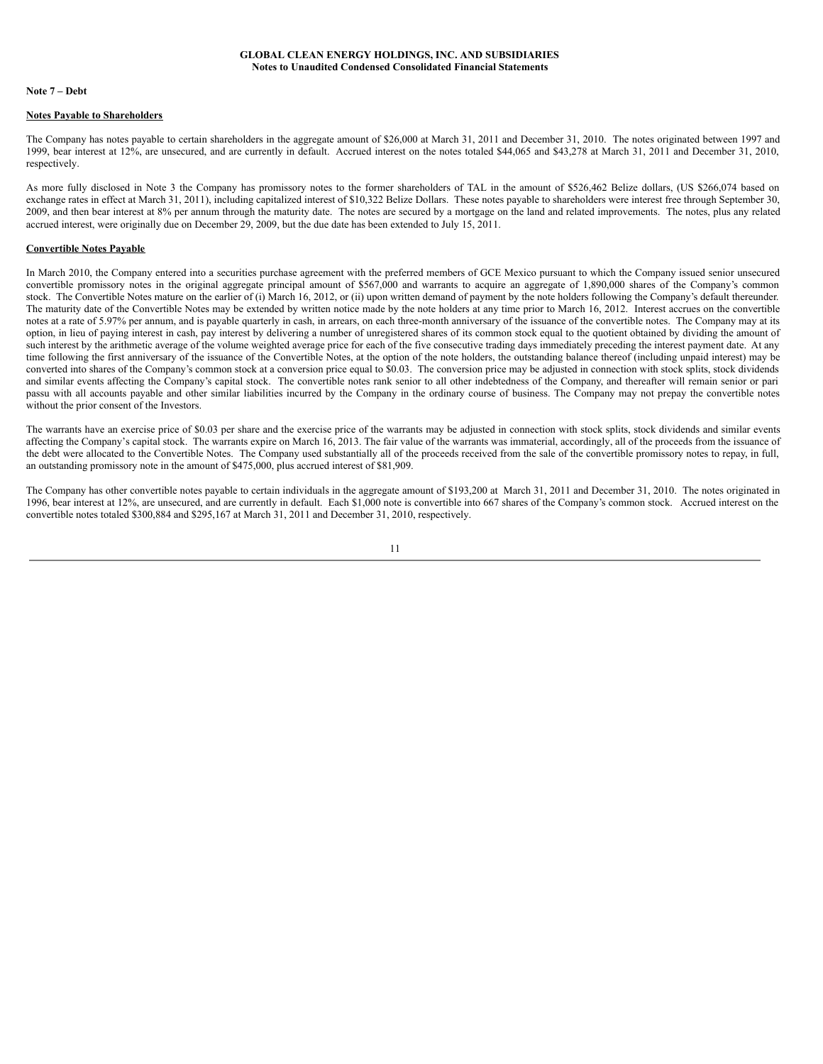## Note 7 – Debt

### Notes Payable to Shareholders

The Company has notes payable to certain shareholders in the aggregate amount of $26,000 at March 31, 2011 and December 31, 2010. The notes originated between 1997 and 1999, bear interest at 12%, are unsecured, and are currently in default. Accrued interest on the notes totaled $44,065 and $43,278 at March 31, 2011 and December 31, 2010, respectively.

As more fully disclosed in Note 3 the Company has promissory notes to the former shareholders of TAL in the amount of $526,462 Belize dollars, (US $266,074 based on exchange rates in effect at March 31, 2011), including capitalized interest of $10,322 Belize Dollars. These notes payable to shareholders were interest free through September 30, 2009, and then bear interest at 8% per annum through the maturity date. The notes are secured by a mortgage on the land and related improvements. The notes, plus any related accrued interest, were originally due on December 29, 2009, but the due date has been extended to July 15, 2011.

### Convertible Notes Payable

In March 2010, the Company entered into a securities purchase agreement with the preferred members of GCE Mexico pursuant to which the Company issued senior unsecured convertible promissory notes in the original aggregate principal amount of $567,000 and warrants to acquire an aggregate of 1,890,000 shares of the Company's common stock. The Convertible Notes mature on the earlier of (i) March 16, 2012, or (ii) upon written demand of payment by the note holders following the Company's default thereunder. The maturity date of the Convertible Notes may be extended by written notice made by the note holders at any time prior to March 16, 2012. Interest accrues on the convertible notes at a rate of 5.97% per annum, and is payable quarterly in cash, in arrears, on each three-month anniversary of the issuance of the convertible notes. The Company may at its option, in lieu of paying interest in cash, pay interest by delivering a number of unregistered shares of its common stock equal to the quotient obtained by dividing the amount of such interest by the arithmetic average of the volume weighted average price for each of the five consecutive trading days immediately preceding the interest payment date. At any time following the first anniversary of the issuance of the Convertible Notes, at the option of the note holders, the outstanding balance thereof (including unpaid interest) may be converted into shares of the Company's common stock at a conversion price equal to $0.03. The conversion price may be adjusted in connection with stock splits, stock dividends and similar events affecting the Company's capital stock. The convertible notes rank senior to all other indebtedness of the Company, and thereafter will remain senior or pari passu with all accounts payable and other similar liabilities incurred by the Company in the ordinary course of business. The Company may not prepay the convertible notes without the prior consent of the Investors.

The warrants have an exercise price of $0.03 per share and the exercise price of the warrants may be adjusted in connection with stock splits, stock dividends and similar events affecting the Company's capital stock. The warrants expire on March 16, 2013. The fair value of the warrants was immaterial, accordingly, all of the proceeds from the issuance of the debt were allocated to the Convertible Notes. The Company used substantially all of the proceeds received from the sale of the convertible promissory notes to repay, in full, an outstanding promissory note in the amount of $475,000, plus accrued interest of $81,909.

The Company has other convertible notes payable to certain individuals in the aggregate amount of $193,200 at March 31, 2011 and December 31, 2010. The notes originated in 1996, bear interest at 12%, are unsecured, and are currently in default. Each $1,000 note is convertible into 667 shares of the Company's common stock. Accrued interest on the convertible notes totaled $300,884 and $295,167 at March 31, 2011 and December 31, 2010, respectively.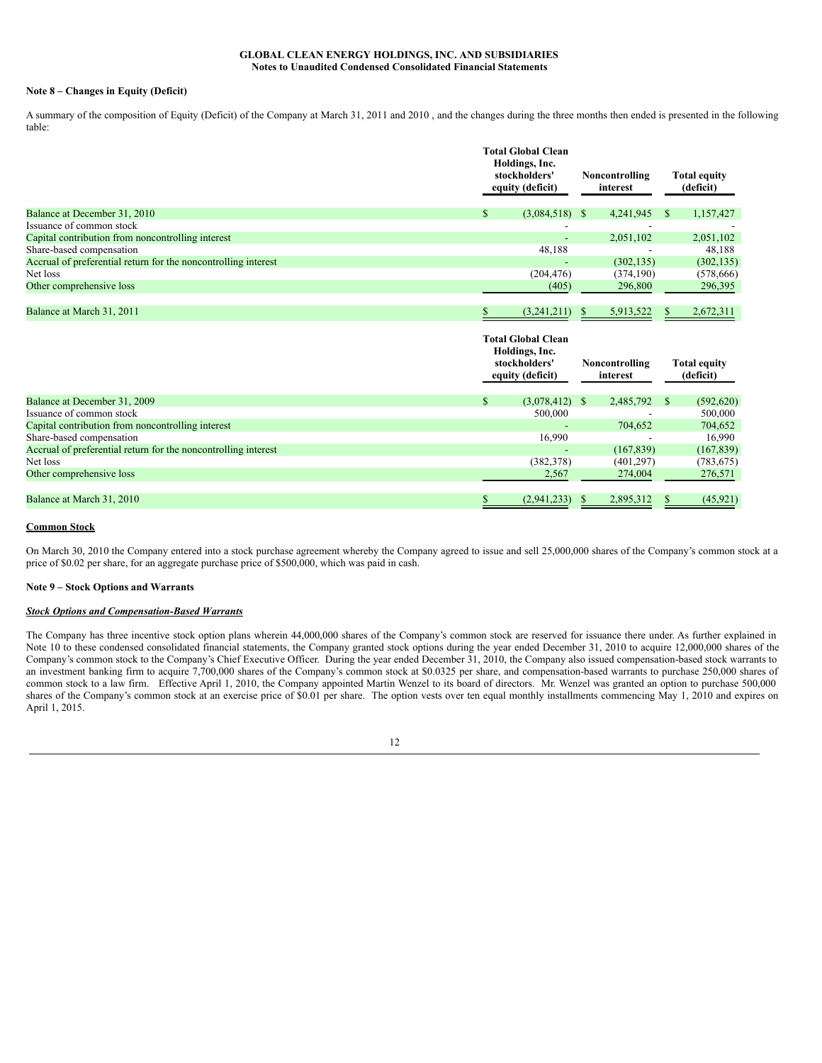**GLOBAL CLEAN ENERGY HOLDINGS, INC. AND SUBSIDIARIES**
**Notes to Unaudited Condensed Consolidated Financial Statements**

**Note 8 – Changes in Equity (Deficit)**

A summary of the composition of Equity (Deficit) of the Company at March 31, 2011 and 2010 , and the changes during the three months then ended is presented in the following table:

| | Total Global Clean Holdings, Inc. stockholders' equity (deficit) | Noncontrolling interest | Total equity (deficit) |
|---|---|---|---|
| Balance at December 31, 2010 | $ (3,084,518) | $ 4,241,945 | $ 1,157,427 |
| Issuance of common stock | - | - | - |
| Capital contribution from noncontrolling interest | - | 2,051,102 | 2,051,102 |
| Share-based compensation | 48,188 | - | 48,188 |
| Accrual of preferential return for the noncontrolling interest | - | (302,135) | (302,135) |
| Net loss | (204,476) | (374,190) | (578,666) |
| Other comprehensive loss | (405) | 296,800 | 296,395 |
| Balance at March 31, 2011 | $ (3,241,211) | $ 5,913,522 | $ 2,672,311 |

| | Total Global Clean Holdings, Inc. stockholders' equity (deficit) | Noncontrolling interest | Total equity (deficit) |
|---|---|---|---|
| Balance at December 31, 2009 | $ (3,078,412) | $ 2,485,792 | $ (592,620) |
| Issuance of common stock | 500,000 | - | 500,000 |
| Capital contribution from noncontrolling interest | - | 704,652 | 704,652 |
| Share-based compensation | 16,990 | - | 16,990 |
| Accrual of preferential return for the noncontrolling interest | - | (167,839) | (167,839) |
| Net loss | (382,378) | (401,297) | (783,675) |
| Other comprehensive loss | 2,567 | 274,004 | 276,571 |
| Balance at March 31, 2010 | $ (2,941,233) | $ 2,895,312 | $ (45,921) |

**Common Stock**

On March 30, 2010 the Company entered into a stock purchase agreement whereby the Company agreed to issue and sell 25,000,000 shares of the Company's common stock at a price of $0.02 per share, for an aggregate purchase price of $500,000, which was paid in cash.

**Note 9 – Stock Options and Warrants**

***Stock Options and Compensation-Based Warrants***

The Company has three incentive stock option plans wherein 44,000,000 shares of the Company's common stock are reserved for issuance there under. As further explained in Note 10 to these condensed consolidated financial statements, the Company granted stock options during the year ended December 31, 2010 to acquire 12,000,000 shares of the Company's common stock to the Company's Chief Executive Officer. During the year ended December 31, 2010, the Company also issued compensation-based stock warrants to an investment banking firm to acquire 7,700,000 shares of the Company's common stock at $0.0325 per share, and compensation-based warrants to purchase 250,000 shares of common stock to a law firm. Effective April 1, 2010, the Company appointed Martin Wenzel to its board of directors. Mr. Wenzel was granted an option to purchase 500,000 shares of the Company's common stock at an exercise price of $0.01 per share. The option vests over ten equal monthly installments commencing May 1, 2010 and expires on April 1, 2015.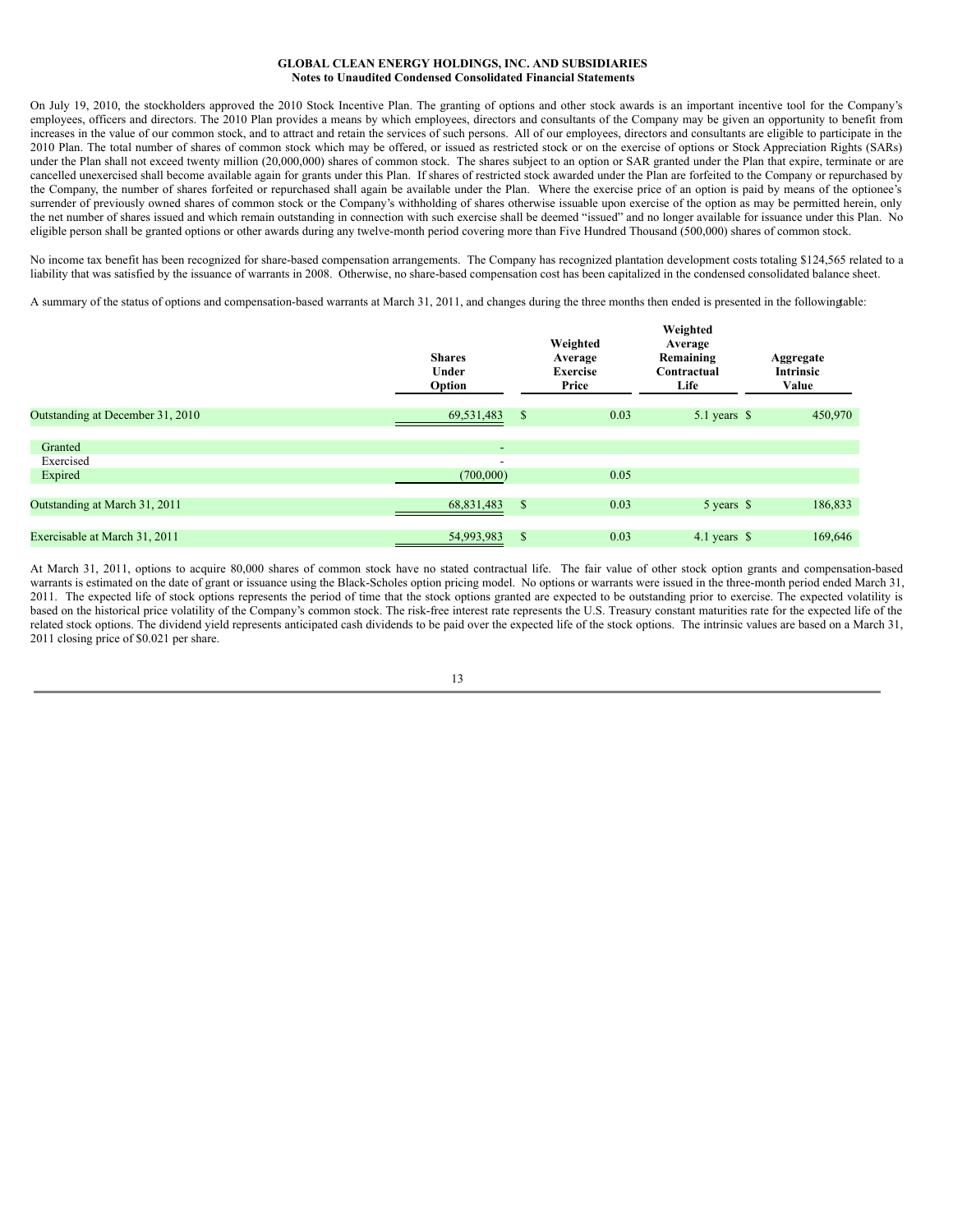On July 19, 2010, the stockholders approved the 2010 Stock Incentive Plan. The granting of options and other stock awards is an important incentive tool for the Company's employees, officers and directors. The 2010 Plan provides a means by which employees, directors and consultants of the Company may be given an opportunity to benefit from increases in the value of our common stock, and to attract and retain the services of such persons. All of our employees, directors and consultants are eligible to participate in the 2010 Plan. The total number of shares of common stock which may be offered, or issued as restricted stock or on the exercise of options or Stock Appreciation Rights (SARs) under the Plan shall not exceed twenty million (20,000,000) shares of common stock. The shares subject to an option or SAR granted under the Plan that expire, terminate or are cancelled unexercised shall become available again for grants under this Plan. If shares of restricted stock awarded under the Plan are forfeited to the Company or repurchased by the Company, the number of shares forfeited or repurchased shall again be available under the Plan. Where the exercise price of an option is paid by means of the optionee's surrender of previously owned shares of common stock or the Company's withholding of shares otherwise issuable upon exercise of the option as may be permitted herein, only the net number of shares issued and which remain outstanding in connection with such exercise shall be deemed "issued" and no longer available for issuance under this Plan. No eligible person shall be granted options or other awards during any twelve-month period covering more than Five Hundred Thousand (500,000) shares of common stock.

No income tax benefit has been recognized for share-based compensation arrangements. The Company has recognized plantation development costs totaling $124,565 related to a liability that was satisfied by the issuance of warrants in 2008. Otherwise, no share-based compensation cost has been capitalized in the condensed consolidated balance sheet.

A summary of the status of options and compensation-based warrants at March 31, 2011, and changes during the three months then ended is presented in the following table:

| | Shares Under Option | Weighted Average Exercise Price | Weighted Average Remaining Contractual Life | Aggregate Intrinsic Value |
|---|---|---|---|---|
| Outstanding at December 31, 2010 | 69,531,483 | $ 0.03 | 5.1 years | $ 450,970 |
| Granted | - | | | |
| Exercised | - | | | |
| Expired | (700,000) | 0.05 | | |
| Outstanding at March 31, 2011 | 68,831,483 | $ 0.03 | 5 years | $ 186,833 |
| Exercisable at March 31, 2011 | 54,993,983 | $ 0.03 | 4.1 years | $ 169,646 |

At March 31, 2011, options to acquire 80,000 shares of common stock have no stated contractual life. The fair value of other stock option grants and compensation-based warrants is estimated on the date of grant or issuance using the Black-Scholes option pricing model. No options or warrants were issued in the three-month period ended March 31, 2011. The expected life of stock options represents the period of time that the stock options granted are expected to be outstanding prior to exercise. The expected volatility is based on the historical price volatility of the Company's common stock. The risk-free interest rate represents the U.S. Treasury constant maturities rate for the expected life of the related stock options. The dividend yield represents anticipated cash dividends to be paid over the expected life of the stock options. The intrinsic values are based on a March 31, 2011 closing price of $0.021 per share.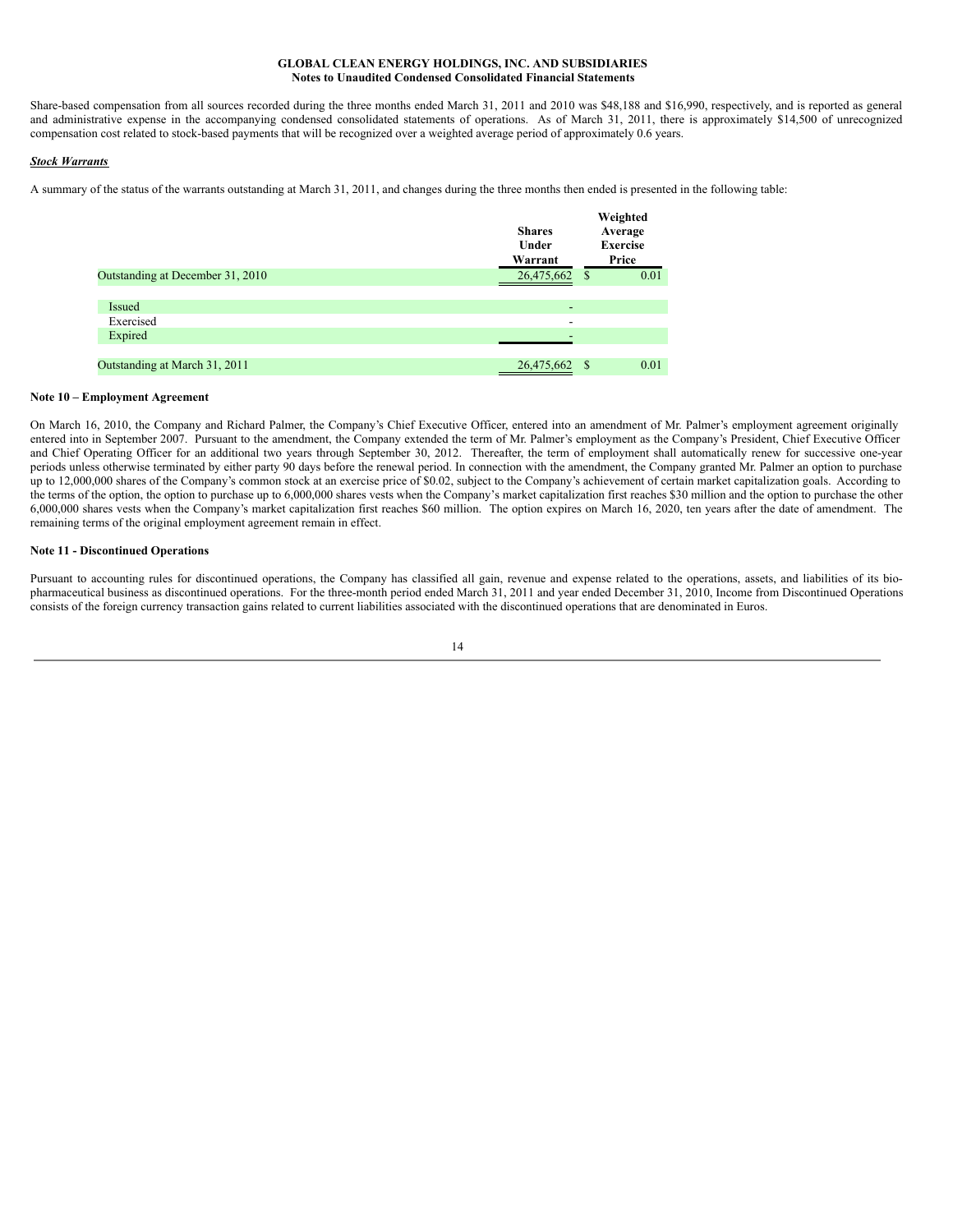Share-based compensation from all sources recorded during the three months ended March 31, 2011 and 2010 was $48,188 and $16,990, respectively, and is reported as general and administrative expense in the accompanying condensed consolidated statements of operations. As of March 31, 2011, there is approximately $14,500 of unrecognized compensation cost related to stock-based payments that will be recognized over a weighted average period of approximately 0.6 years.

***Stock Warrants***

A summary of the status of the warrants outstanding at March 31, 2011, and changes during the three months then ended is presented in the following table:

| | Shares Under Warrant | Weighted Average Exercise Price |
|---|---|---|
| Outstanding at December 31, 2010 | 26,475,662 | $ 0.01 |
| Issued | - | |
| Exercised | - | |
| Expired | - | |
| Outstanding at March 31, 2011 | 26,475,662 | $ 0.01 |

**Note 10 – Employment Agreement**

On March 16, 2010, the Company and Richard Palmer, the Company's Chief Executive Officer, entered into an amendment of Mr. Palmer's employment agreement originally entered into in September 2007. Pursuant to the amendment, the Company extended the term of Mr. Palmer's employment as the Company's President, Chief Executive Officer and Chief Operating Officer for an additional two years through September 30, 2012. Thereafter, the term of employment shall automatically renew for successive one-year periods unless otherwise terminated by either party 90 days before the renewal period. In connection with the amendment, the Company granted Mr. Palmer an option to purchase up to 12,000,000 shares of the Company's common stock at an exercise price of $0.02, subject to the Company's achievement of certain market capitalization goals. According to the terms of the option, the option to purchase up to 6,000,000 shares vests when the Company's market capitalization first reaches $30 million and the option to purchase the other 6,000,000 shares vests when the Company's market capitalization first reaches $60 million. The option expires on March 16, 2020, ten years after the date of amendment. The remaining terms of the original employment agreement remain in effect.

**Note 11 - Discontinued Operations**

Pursuant to accounting rules for discontinued operations, the Company has classified all gain, revenue and expense related to the operations, assets, and liabilities of its bio-pharmaceutical business as discontinued operations. For the three-month period ended March 31, 2011 and year ended December 31, 2010, Income from Discontinued Operations consists of the foreign currency transaction gains related to current liabilities associated with the discontinued operations that are denominated in Euros.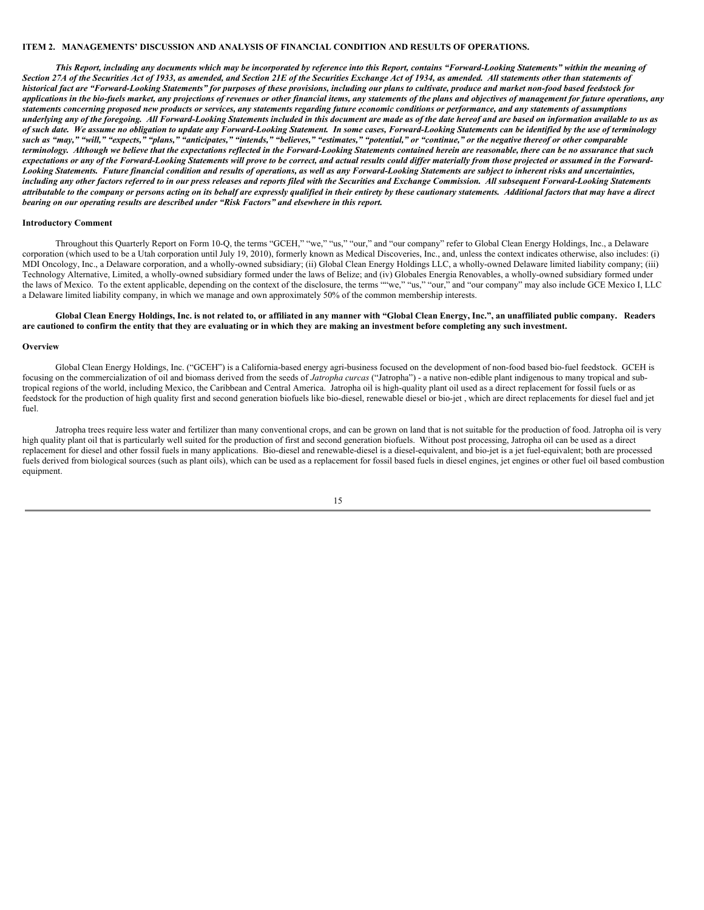**ITEM 2. MANAGEMENTS' DISCUSSION AND ANALYSIS OF FINANCIAL CONDITION AND RESULTS OF OPERATIONS.**

***This Report, including any documents which may be incorporated by reference into this Report, contains "Forward-Looking Statements" within the meaning of Section 27A of the Securities Act of 1933, as amended, and Section 21E of the Securities Exchange Act of 1934, as amended. All statements other than statements of historical fact are "Forward-Looking Statements" for purposes of these provisions, including our plans to cultivate, produce and market non-food based feedstock for applications in the bio-fuels market, any projections of revenues or other financial items, any statements of the plans and objectives of management for future operations, any statements concerning proposed new products or services, any statements regarding future economic conditions or performance, and any statements of assumptions underlying any of the foregoing. All Forward-Looking Statements included in this document are made as of the date hereof and are based on information available to us as of such date. We assume no obligation to update any Forward-Looking Statement. In some cases, Forward-Looking Statements can be identified by the use of terminology such as "may," "will," "expects," "plans," "anticipates," "intends," "believes," "estimates," "potential," or "continue," or the negative thereof or other comparable terminology. Although we believe that the expectations reflected in the Forward-Looking Statements contained herein are reasonable, there can be no assurance that such expectations or any of the Forward-Looking Statements will prove to be correct, and actual results could differ materially from those projected or assumed in the Forward-Looking Statements. Future financial condition and results of operations, as well as any Forward-Looking Statements are subject to inherent risks and uncertainties, including any other factors referred to in our press releases and reports filed with the Securities and Exchange Commission. All subsequent Forward-Looking Statements attributable to the company or persons acting on its behalf are expressly qualified in their entirety by these cautionary statements. Additional factors that may have a direct bearing on our operating results are described under "Risk Factors" and elsewhere in this report.***

**Introductory Comment**

Throughout this Quarterly Report on Form 10-Q, the terms "GCEH," "we," "us," "our," and "our company" refer to Global Clean Energy Holdings, Inc., a Delaware corporation (which used to be a Utah corporation until July 19, 2010), formerly known as Medical Discoveries, Inc., and, unless the context indicates otherwise, also includes: (i) MDI Oncology, Inc., a Delaware corporation, and a wholly-owned subsidiary; (ii) Global Clean Energy Holdings LLC, a wholly-owned Delaware limited liability company; (iii) Technology Alternative, Limited, a wholly-owned subsidiary formed under the laws of Belize; and (iv) Globales Energia Renovables, a wholly-owned subsidiary formed under the laws of Mexico. To the extent applicable, depending on the context of the disclosure, the terms ""we," "us," "our," and "our company" may also include GCE Mexico I, LLC a Delaware limited liability company, in which we manage and own approximately 50% of the common membership interests.

**Global Clean Energy Holdings, Inc. is not related to, or affiliated in any manner with "Global Clean Energy, Inc.", an unaffiliated public company. Readers are cautioned to confirm the entity that they are evaluating or in which they are making an investment before completing any such investment.**

**Overview**

Global Clean Energy Holdings, Inc. ("GCEH") is a California-based energy agri-business focused on the development of non-food based bio-fuel feedstock. GCEH is focusing on the commercialization of oil and biomass derived from the seeds of *Jatropha curcas* ("Jatropha") - a native non-edible plant indigenous to many tropical and sub-tropical regions of the world, including Mexico, the Caribbean and Central America. Jatropha oil is high-quality plant oil used as a direct replacement for fossil fuels or as feedstock for the production of high quality first and second generation biofuels like bio-diesel, renewable diesel or bio-jet , which are direct replacements for diesel fuel and jet fuel.

Jatropha trees require less water and fertilizer than many conventional crops, and can be grown on land that is not suitable for the production of food. Jatropha oil is very high quality plant oil that is particularly well suited for the production of first and second generation biofuels. Without post processing, Jatropha oil can be used as a direct replacement for diesel and other fossil fuels in many applications. Bio-diesel and renewable-diesel is a diesel-equivalent, and bio-jet is a jet fuel-equivalent; both are processed fuels derived from biological sources (such as plant oils), which can be used as a replacement for fossil based fuels in diesel engines, jet engines or other fuel oil based combustion equipment.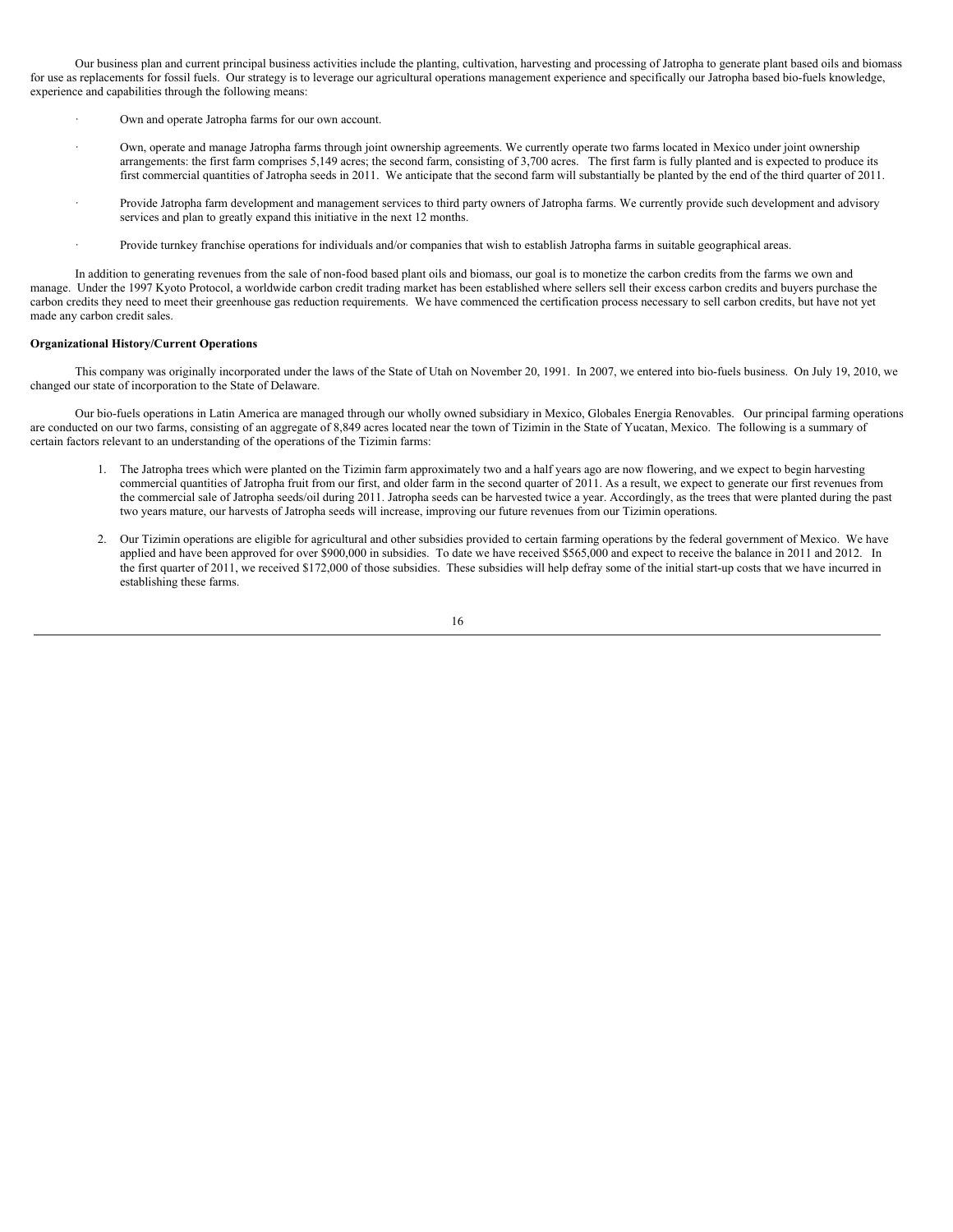Our business plan and current principal business activities include the planting, cultivation, harvesting and processing of Jatropha to generate plant based oils and biomass for use as replacements for fossil fuels. Our strategy is to leverage our agricultural operations management experience and specifically our Jatropha based bio-fuels knowledge, experience and capabilities through the following means:

- Own and operate Jatropha farms for our own account.
- Own, operate and manage Jatropha farms through joint ownership agreements. We currently operate two farms located in Mexico under joint ownership arrangements: the first farm comprises 5,149 acres; the second farm, consisting of 3,700 acres. The first farm is fully planted and is expected to produce its first commercial quantities of Jatropha seeds in 2011. We anticipate that the second farm will substantially be planted by the end of the third quarter of 2011.
- Provide Jatropha farm development and management services to third party owners of Jatropha farms. We currently provide such development and advisory services and plan to greatly expand this initiative in the next 12 months.
- Provide turnkey franchise operations for individuals and/or companies that wish to establish Jatropha farms in suitable geographical areas.

In addition to generating revenues from the sale of non-food based plant oils and biomass, our goal is to monetize the carbon credits from the farms we own and manage. Under the 1997 Kyoto Protocol, a worldwide carbon credit trading market has been established where sellers sell their excess carbon credits and buyers purchase the carbon credits they need to meet their greenhouse gas reduction requirements. We have commenced the certification process necessary to sell carbon credits, but have not yet made any carbon credit sales.

**Organizational History/Current Operations**

This company was originally incorporated under the laws of the State of Utah on November 20, 1991. In 2007, we entered into bio-fuels business. On July 19, 2010, we changed our state of incorporation to the State of Delaware.

Our bio-fuels operations in Latin America are managed through our wholly owned subsidiary in Mexico, Globales Energia Renovables. Our principal farming operations are conducted on our two farms, consisting of an aggregate of 8,849 acres located near the town of Tizimin in the State of Yucatan, Mexico. The following is a summary of certain factors relevant to an understanding of the operations of the Tizimin farms:

1. The Jatropha trees which were planted on the Tizimin farm approximately two and a half years ago are now flowering, and we expect to begin harvesting commercial quantities of Jatropha fruit from our first, and older farm in the second quarter of 2011. As a result, we expect to generate our first revenues from the commercial sale of Jatropha seeds/oil during 2011. Jatropha seeds can be harvested twice a year. Accordingly, as the trees that were planted during the past two years mature, our harvests of Jatropha seeds will increase, improving our future revenues from our Tizimin operations.
2. Our Tizimin operations are eligible for agricultural and other subsidies provided to certain farming operations by the federal government of Mexico. We have applied and have been approved for over $900,000 in subsidies. To date we have received $565,000 and expect to receive the balance in 2011 and 2012. In the first quarter of 2011, we received $172,000 of those subsidies. These subsidies will help defray some of the initial start-up costs that we have incurred in establishing these farms.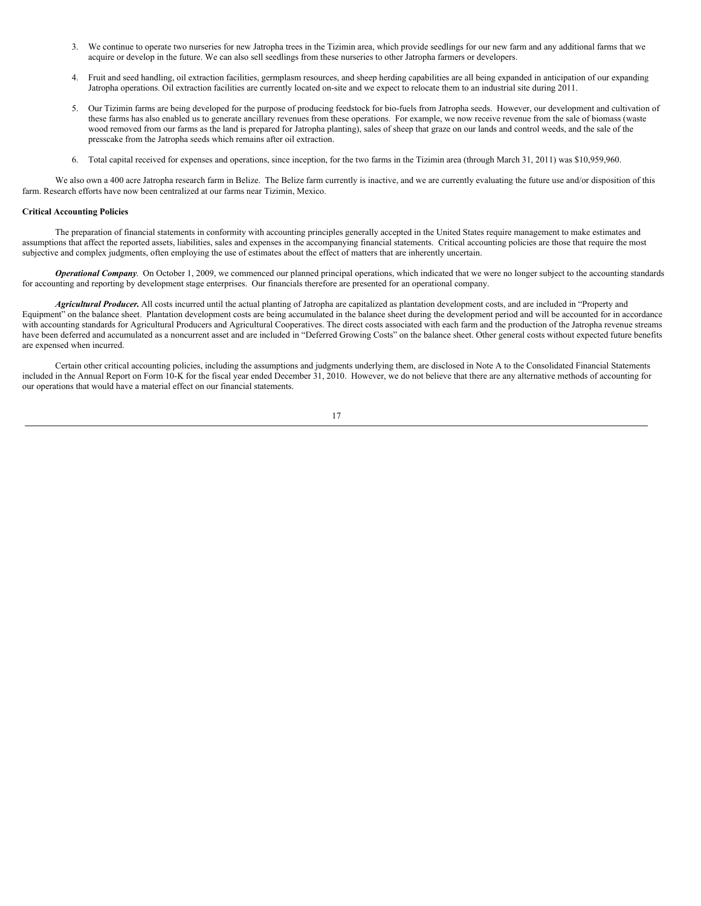3. We continue to operate two nurseries for new Jatropha trees in the Tizimin area, which provide seedlings for our new farm and any additional farms that we acquire or develop in the future. We can also sell seedlings from these nurseries to other Jatropha farmers or developers.

4. Fruit and seed handling, oil extraction facilities, germplasm resources, and sheep herding capabilities are all being expanded in anticipation of our expanding Jatropha operations. Oil extraction facilities are currently located on-site and we expect to relocate them to an industrial site during 2011.

5. Our Tizimin farms are being developed for the purpose of producing feedstock for bio-fuels from Jatropha seeds. However, our development and cultivation of these farms has also enabled us to generate ancillary revenues from these operations. For example, we now receive revenue from the sale of biomass (waste wood removed from our farms as the land is prepared for Jatropha planting), sales of sheep that graze on our lands and control weeds, and the sale of the presscake from the Jatropha seeds which remains after oil extraction.

6. Total capital received for expenses and operations, since inception, for the two farms in the Tizimin area (through March 31, 2011) was $10,959,960.

We also own a 400 acre Jatropha research farm in Belize. The Belize farm currently is inactive, and we are currently evaluating the future use and/or disposition of this farm. Research efforts have now been centralized at our farms near Tizimin, Mexico.

**Critical Accounting Policies**

The preparation of financial statements in conformity with accounting principles generally accepted in the United States require management to make estimates and assumptions that affect the reported assets, liabilities, sales and expenses in the accompanying financial statements. Critical accounting policies are those that require the most subjective and complex judgments, often employing the use of estimates about the effect of matters that are inherently uncertain.

***Operational Company***. On October 1, 2009, we commenced our planned principal operations, which indicated that we were no longer subject to the accounting standards for accounting and reporting by development stage enterprises. Our financials therefore are presented for an operational company.

***Agricultural Producer.*** All costs incurred until the actual planting of Jatropha are capitalized as plantation development costs, and are included in "Property and Equipment" on the balance sheet. Plantation development costs are being accumulated in the balance sheet during the development period and will be accounted for in accordance with accounting standards for Agricultural Producers and Agricultural Cooperatives. The direct costs associated with each farm and the production of the Jatropha revenue streams have been deferred and accumulated as a noncurrent asset and are included in "Deferred Growing Costs" on the balance sheet. Other general costs without expected future benefits are expensed when incurred.

Certain other critical accounting policies, including the assumptions and judgments underlying them, are disclosed in Note A to the Consolidated Financial Statements included in the Annual Report on Form 10-K for the fiscal year ended December 31, 2010. However, we do not believe that there are any alternative methods of accounting for our operations that would have a material effect on our financial statements.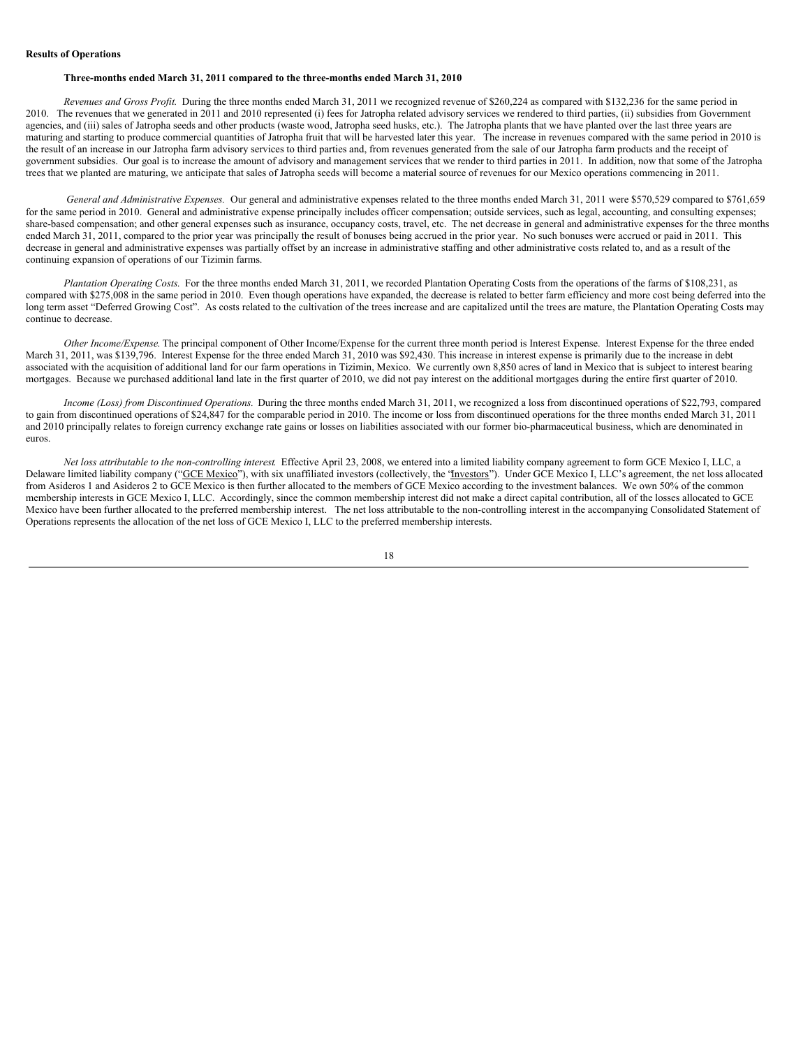**Results of Operations**

**Three-months ended March 31, 2011 compared to the three-months ended March 31, 2010**

*Revenues and Gross Profit.* During the three months ended March 31, 2011 we recognized revenue of $260,224 as compared with $132,236 for the same period in 2010. The revenues that we generated in 2011 and 2010 represented (i) fees for Jatropha related advisory services we rendered to third parties, (ii) subsidies from Government agencies, and (iii) sales of Jatropha seeds and other products (waste wood, Jatropha seed husks, etc.). The Jatropha plants that we have planted over the last three years are maturing and starting to produce commercial quantities of Jatropha fruit that will be harvested later this year. The increase in revenues compared with the same period in 2010 is the result of an increase in our Jatropha farm advisory services to third parties and, from revenues generated from the sale of our Jatropha farm products and the receipt of government subsidies. Our goal is to increase the amount of advisory and management services that we render to third parties in 2011. In addition, now that some of the Jatropha trees that we planted are maturing, we anticipate that sales of Jatropha seeds will become a material source of revenues for our Mexico operations commencing in 2011.

*General and Administrative Expenses.* Our general and administrative expenses related to the three months ended March 31, 2011 were $570,529 compared to $761,659 for the same period in 2010. General and administrative expense principally includes officer compensation; outside services, such as legal, accounting, and consulting expenses; share-based compensation; and other general expenses such as insurance, occupancy costs, travel, etc. The net decrease in general and administrative expenses for the three months ended March 31, 2011, compared to the prior year was principally the result of bonuses being accrued in the prior year. No such bonuses were accrued or paid in 2011. This decrease in general and administrative expenses was partially offset by an increase in administrative staffing and other administrative costs related to, and as a result of the continuing expansion of operations of our Tizimin farms.

*Plantation Operating Costs.* For the three months ended March 31, 2011, we recorded Plantation Operating Costs from the operations of the farms of $108,231, as compared with $275,008 in the same period in 2010. Even though operations have expanded, the decrease is related to better farm efficiency and more cost being deferred into the long term asset "Deferred Growing Cost". As costs related to the cultivation of the trees increase and are capitalized until the trees are mature, the Plantation Operating Costs may continue to decrease.

*Other Income/Expense.* The principal component of Other Income/Expense for the current three month period is Interest Expense. Interest Expense for the three ended March 31, 2011, was $139,796. Interest Expense for the three ended March 31, 2010 was $92,430. This increase in interest expense is primarily due to the increase in debt associated with the acquisition of additional land for our farm operations in Tizimin, Mexico. We currently own 8,850 acres of land in Mexico that is subject to interest bearing mortgages. Because we purchased additional land late in the first quarter of 2010, we did not pay interest on the additional mortgages during the entire first quarter of 2010.

*Income (Loss) from Discontinued Operations.* During the three months ended March 31, 2011, we recognized a loss from discontinued operations of $22,793, compared to gain from discontinued operations of $24,847 for the comparable period in 2010. The income or loss from discontinued operations for the three months ended March 31, 2011 and 2010 principally relates to foreign currency exchange rate gains or losses on liabilities associated with our former bio-pharmaceutical business, which are denominated in euros.

*Net loss attributable to the non-controlling interest.* Effective April 23, 2008, we entered into a limited liability company agreement to form GCE Mexico I, LLC, a Delaware limited liability company ("GCE Mexico"), with six unaffiliated investors (collectively, the "Investors"). Under GCE Mexico I, LLC's agreement, the net loss allocated from Asideros 1 and Asideros 2 to GCE Mexico is then further allocated to the members of GCE Mexico according to the investment balances. We own 50% of the common membership interests in GCE Mexico I, LLC. Accordingly, since the common membership interest did not make a direct capital contribution, all of the losses allocated to GCE Mexico have been further allocated to the preferred membership interest. The net loss attributable to the non-controlling interest in the accompanying Consolidated Statement of Operations represents the allocation of the net loss of GCE Mexico I, LLC to the preferred membership interests.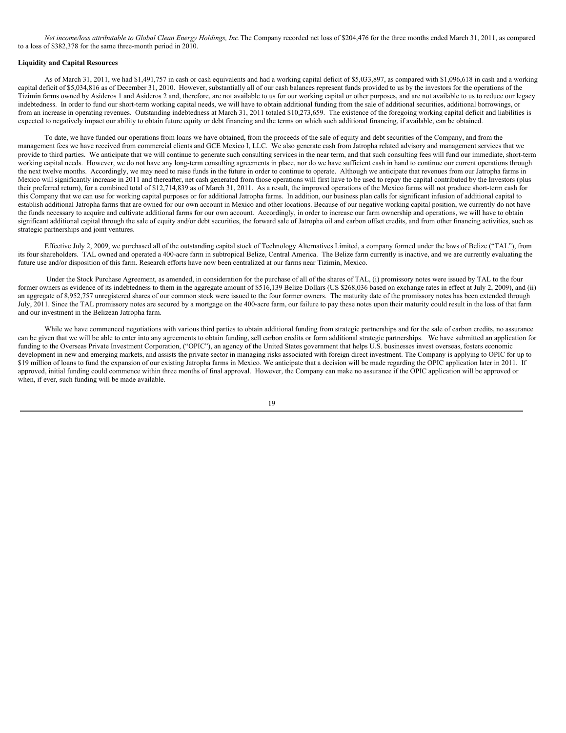*Net income/loss attributable to Global Clean Energy Holdings, Inc.* The Company recorded net loss of $204,476 for the three months ended March 31, 2011, as compared to a loss of $382,378 for the same three-month period in 2010.

**Liquidity and Capital Resources**

As of March 31, 2011, we had $1,491,757 in cash or cash equivalents and had a working capital deficit of $5,033,897, as compared with $1,096,618 in cash and a working capital deficit of $5,034,816 as of December 31, 2010. However, substantially all of our cash balances represent funds provided to us by the investors for the operations of the Tizimin farms owned by Asideros 1 and Asideros 2 and, therefore, are not available to us for our working capital or other purposes, and are not available to us to reduce our legacy indebtedness. In order to fund our short-term working capital needs, we will have to obtain additional funding from the sale of additional securities, additional borrowings, or from an increase in operating revenues. Outstanding indebtedness at March 31, 2011 totaled $10,273,659. The existence of the foregoing working capital deficit and liabilities is expected to negatively impact our ability to obtain future equity or debt financing and the terms on which such additional financing, if available, can be obtained.

To date, we have funded our operations from loans we have obtained, from the proceeds of the sale of equity and debt securities of the Company, and from the management fees we have received from commercial clients and GCE Mexico I, LLC. We also generate cash from Jatropha related advisory and management services that we provide to third parties. We anticipate that we will continue to generate such consulting services in the near term, and that such consulting fees will fund our immediate, short-term working capital needs. However, we do not have any long-term consulting agreements in place, nor do we have sufficient cash in hand to continue our current operations through the next twelve months. Accordingly, we may need to raise funds in the future in order to continue to operate. Although we anticipate that revenues from our Jatropha farms in Mexico will significantly increase in 2011 and thereafter, net cash generated from those operations will first have to be used to repay the capital contributed by the Investors (plus their preferred return), for a combined total of $12,714,839 as of March 31, 2011. As a result, the improved operations of the Mexico farms will not produce short-term cash for this Company that we can use for working capital purposes or for additional Jatropha farms. In addition, our business plan calls for significant infusion of additional capital to establish additional Jatropha farms that are owned for our own account in Mexico and other locations. Because of our negative working capital position, we currently do not have the funds necessary to acquire and cultivate additional farms for our own account. Accordingly, in order to increase our farm ownership and operations, we will have to obtain significant additional capital through the sale of equity and/or debt securities, the forward sale of Jatropha oil and carbon offset credits, and from other financing activities, such as strategic partnerships and joint ventures.

Effective July 2, 2009, we purchased all of the outstanding capital stock of Technology Alternatives Limited, a company formed under the laws of Belize ("TAL"), from its four shareholders. TAL owned and operated a 400-acre farm in subtropical Belize, Central America. The Belize farm currently is inactive, and we are currently evaluating the future use and/or disposition of this farm. Research efforts have now been centralized at our farms near Tizimin, Mexico.

Under the Stock Purchase Agreement, as amended, in consideration for the purchase of all of the shares of TAL, (i) promissory notes were issued by TAL to the four former owners as evidence of its indebtedness to them in the aggregate amount of $516,139 Belize Dollars (US $268,036 based on exchange rates in effect at July 2, 2009), and (ii) an aggregate of 8,952,757 unregistered shares of our common stock were issued to the four former owners. The maturity date of the promissory notes has been extended through July, 2011. Since the TAL promissory notes are secured by a mortgage on the 400-acre farm, our failure to pay these notes upon their maturity could result in the loss of that farm and our investment in the Belizean Jatropha farm.

While we have commenced negotiations with various third parties to obtain additional funding from strategic partnerships and for the sale of carbon credits, no assurance can be given that we will be able to enter into any agreements to obtain funding, sell carbon credits or form additional strategic partnerships. We have submitted an application for funding to the Overseas Private Investment Corporation, ("OPIC"), an agency of the United States government that helps U.S. businesses invest overseas, fosters economic development in new and emerging markets, and assists the private sector in managing risks associated with foreign direct investment. The Company is applying to OPIC for up to $19 million of loans to fund the expansion of our existing Jatropha farms in Mexico. We anticipate that a decision will be made regarding the OPIC application later in 2011. If approved, initial funding could commence within three months of final approval. However, the Company can make no assurance if the OPIC application will be approved or when, if ever, such funding will be made available.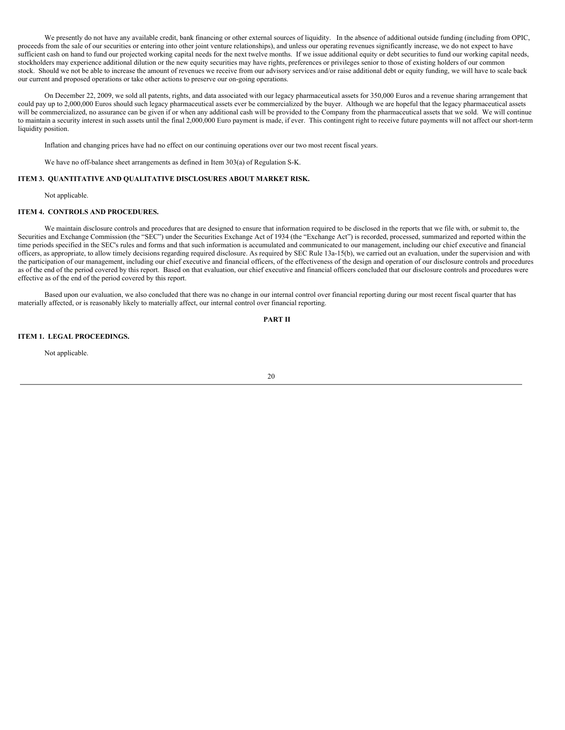We presently do not have any available credit, bank financing or other external sources of liquidity. In the absence of additional outside funding (including from OPIC, proceeds from the sale of our securities or entering into other joint venture relationships), and unless our operating revenues significantly increase, we do not expect to have sufficient cash on hand to fund our projected working capital needs for the next twelve months. If we issue additional equity or debt securities to fund our working capital needs, stockholders may experience additional dilution or the new equity securities may have rights, preferences or privileges senior to those of existing holders of our common stock. Should we not be able to increase the amount of revenues we receive from our advisory services and/or raise additional debt or equity funding, we will have to scale back our current and proposed operations or take other actions to preserve our on-going operations.

On December 22, 2009, we sold all patents, rights, and data associated with our legacy pharmaceutical assets for 350,000 Euros and a revenue sharing arrangement that could pay up to 2,000,000 Euros should such legacy pharmaceutical assets ever be commercialized by the buyer. Although we are hopeful that the legacy pharmaceutical assets will be commercialized, no assurance can be given if or when any additional cash will be provided to the Company from the pharmaceutical assets that we sold. We will continue to maintain a security interest in such assets until the final 2,000,000 Euro payment is made, if ever. This contingent right to receive future payments will not affect our short-term liquidity position.

Inflation and changing prices have had no effect on our continuing operations over our two most recent fiscal years.

We have no off-balance sheet arrangements as defined in Item 303(a) of Regulation S-K.

### ITEM 3. QUANTITATIVE AND QUALITATIVE DISCLOSURES ABOUT MARKET RISK.

Not applicable.

### ITEM 4. CONTROLS AND PROCEDURES.

We maintain disclosure controls and procedures that are designed to ensure that information required to be disclosed in the reports that we file with, or submit to, the Securities and Exchange Commission (the "SEC") under the Securities Exchange Act of 1934 (the "Exchange Act") is recorded, processed, summarized and reported within the time periods specified in the SEC's rules and forms and that such information is accumulated and communicated to our management, including our chief executive and financial officers, as appropriate, to allow timely decisions regarding required disclosure. As required by SEC Rule 13a-15(b), we carried out an evaluation, under the supervision and with the participation of our management, including our chief executive and financial officers, of the effectiveness of the design and operation of our disclosure controls and procedures as of the end of the period covered by this report. Based on that evaluation, our chief executive and financial officers concluded that our disclosure controls and procedures were effective as of the end of the period covered by this report.

Based upon our evaluation, we also concluded that there was no change in our internal control over financial reporting during our most recent fiscal quarter that has materially affected, or is reasonably likely to materially affect, our internal control over financial reporting.

## PART II

### ITEM 1. LEGAL PROCEEDINGS.

Not applicable.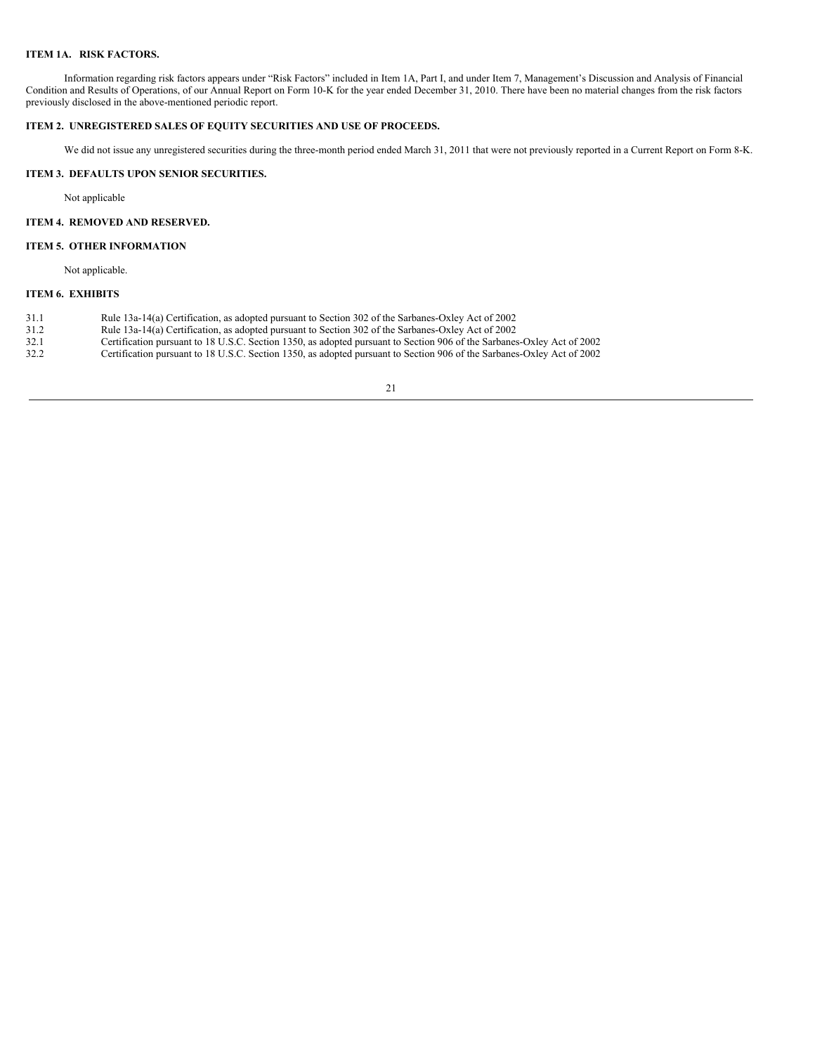### ITEM 1A. RISK FACTORS.

Information regarding risk factors appears under “Risk Factors” included in Item 1A, Part I, and under Item 7, Management’s Discussion and Analysis of Financial Condition and Results of Operations, of our Annual Report on Form 10-K for the year ended December 31, 2010. There have been no material changes from the risk factors previously disclosed in the above-mentioned periodic report.

### ITEM 2. UNREGISTERED SALES OF EQUITY SECURITIES AND USE OF PROCEEDS.

We did not issue any unregistered securities during the three-month period ended March 31, 2011 that were not previously reported in a Current Report on Form 8-K.

### ITEM 3. DEFAULTS UPON SENIOR SECURITIES.

Not applicable

### ITEM 4. REMOVED AND RESERVED.

### ITEM 5. OTHER INFORMATION

Not applicable.

### ITEM 6. EXHIBITS

| | |
|---|---|
| 31.1 | Rule 13a-14(a) Certification, as adopted pursuant to Section 302 of the Sarbanes-Oxley Act of 2002 |
| 31.2 | Rule 13a-14(a) Certification, as adopted pursuant to Section 302 of the Sarbanes-Oxley Act of 2002 |
| 32.1 | Certification pursuant to 18 U.S.C. Section 1350, as adopted pursuant to Section 906 of the Sarbanes-Oxley Act of 2002 |
| 32.2 | Certification pursuant to 18 U.S.C. Section 1350, as adopted pursuant to Section 906 of the Sarbanes-Oxley Act of 2002 |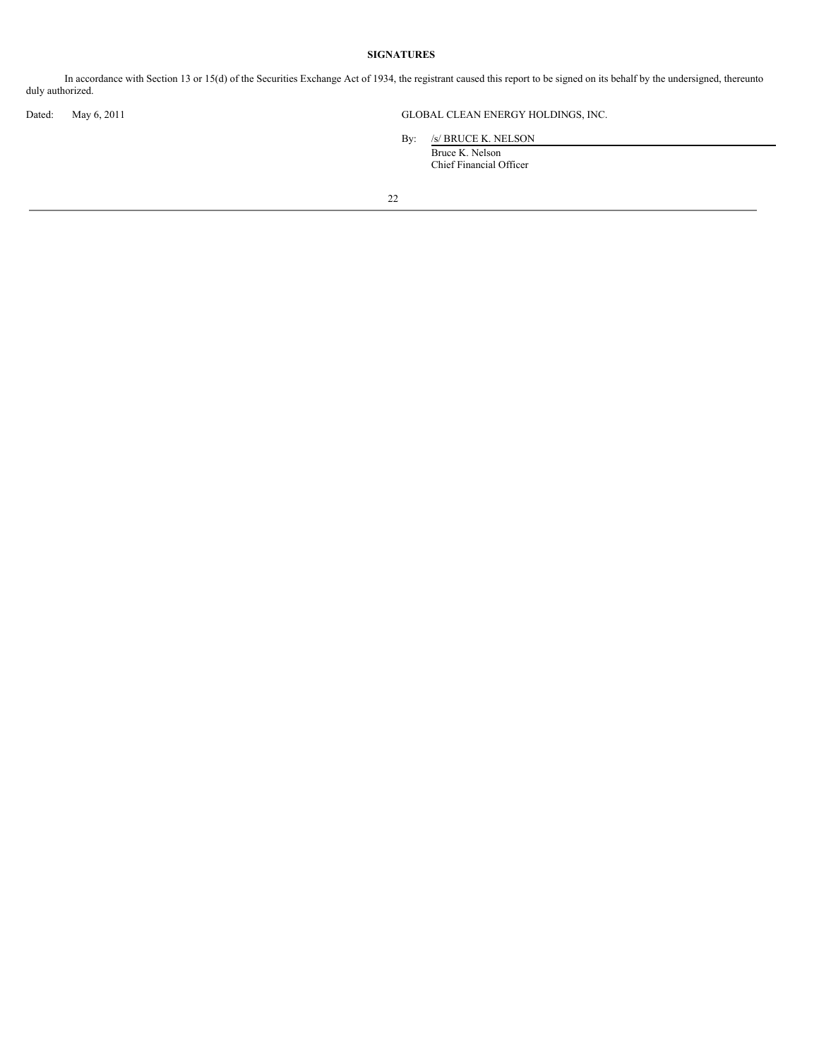**SIGNATURES**

In accordance with Section 13 or 15(d) of the Securities Exchange Act of 1934, the registrant caused this report to be signed on its behalf by the undersigned, thereunto duly authorized.

Dated: May 6, 2011

GLOBAL CLEAN ENERGY HOLDINGS, INC.

By: /s/ BRUCE K. NELSON
Bruce K. Nelson
Chief Financial Officer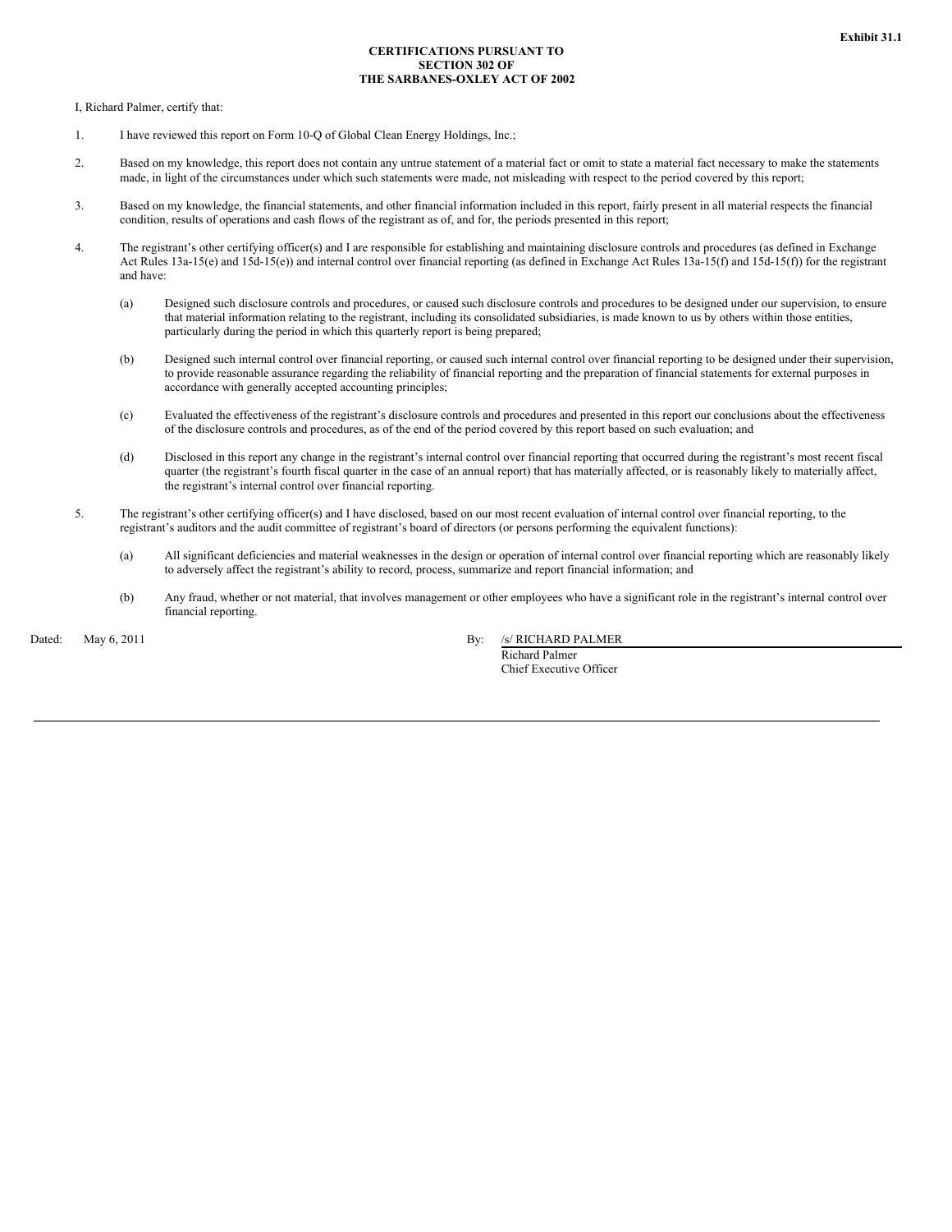Exhibit 31.1

**CERTIFICATIONS PURSUANT TO SECTION 302 OF THE SARBANES-OXLEY ACT OF 2002**

I, Richard Palmer, certify that:

1. I have reviewed this report on Form 10-Q of Global Clean Energy Holdings, Inc.;

2. Based on my knowledge, this report does not contain any untrue statement of a material fact or omit to state a material fact necessary to make the statements made, in light of the circumstances under which such statements were made, not misleading with respect to the period covered by this report;

3. Based on my knowledge, the financial statements, and other financial information included in this report, fairly present in all material respects the financial condition, results of operations and cash flows of the registrant as of, and for, the periods presented in this report;

4. The registrant's other certifying officer(s) and I are responsible for establishing and maintaining disclosure controls and procedures (as defined in Exchange Act Rules 13a-15(e) and 15d-15(e)) and internal control over financial reporting (as defined in Exchange Act Rules 13a-15(f) and 15d-15(f)) for the registrant and have:

   (a) Designed such disclosure controls and procedures, or caused such disclosure controls and procedures to be designed under our supervision, to ensure that material information relating to the registrant, including its consolidated subsidiaries, is made known to us by others within those entities, particularly during the period in which this quarterly report is being prepared;

   (b) Designed such internal control over financial reporting, or caused such internal control over financial reporting to be designed under their supervision, to provide reasonable assurance regarding the reliability of financial reporting and the preparation of financial statements for external purposes in accordance with generally accepted accounting principles;

   (c) Evaluated the effectiveness of the registrant's disclosure controls and procedures and presented in this report our conclusions about the effectiveness of the disclosure controls and procedures, as of the end of the period covered by this report based on such evaluation; and

   (d) Disclosed in this report any change in the registrant's internal control over financial reporting that occurred during the registrant's most recent fiscal quarter (the registrant's fourth fiscal quarter in the case of an annual report) that has materially affected, or is reasonably likely to materially affect, the registrant's internal control over financial reporting.

5. The registrant's other certifying officer(s) and I have disclosed, based on our most recent evaluation of internal control over financial reporting, to the registrant's auditors and the audit committee of registrant's board of directors (or persons performing the equivalent functions):

   (a) All significant deficiencies and material weaknesses in the design or operation of internal control over financial reporting which are reasonably likely to adversely affect the registrant's ability to record, process, summarize and report financial information; and

   (b) Any fraud, whether or not material, that involves management or other employees who have a significant role in the registrant's internal control over financial reporting.

Dated: May 6, 2011

By: /s/ RICHARD PALMER
Richard Palmer
Chief Executive Officer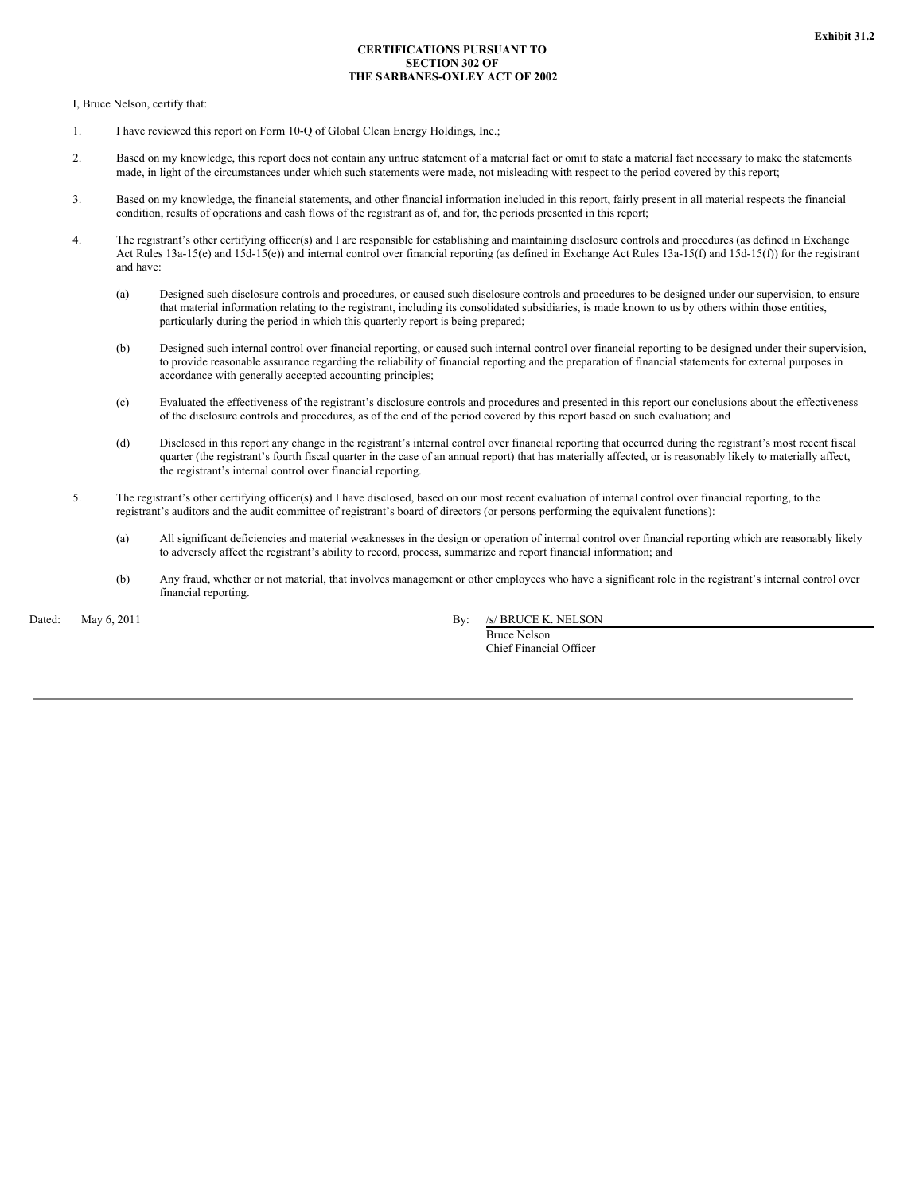**Exhibit 31.2**

**CERTIFICATIONS PURSUANT TO SECTION 302 OF THE SARBANES-OXLEY ACT OF 2002**

I, Bruce Nelson, certify that:

1. I have reviewed this report on Form 10-Q of Global Clean Energy Holdings, Inc.;

2. Based on my knowledge, this report does not contain any untrue statement of a material fact or omit to state a material fact necessary to make the statements made, in light of the circumstances under which such statements were made, not misleading with respect to the period covered by this report;

3. Based on my knowledge, the financial statements, and other financial information included in this report, fairly present in all material respects the financial condition, results of operations and cash flows of the registrant as of, and for, the periods presented in this report;

4. The registrant's other certifying officer(s) and I are responsible for establishing and maintaining disclosure controls and procedures (as defined in Exchange Act Rules 13a-15(e) and 15d-15(e)) and internal control over financial reporting (as defined in Exchange Act Rules 13a-15(f) and 15d-15(f)) for the registrant and have:

   (a) Designed such disclosure controls and procedures, or caused such disclosure controls and procedures to be designed under our supervision, to ensure that material information relating to the registrant, including its consolidated subsidiaries, is made known to us by others within those entities, particularly during the period in which this quarterly report is being prepared;

   (b) Designed such internal control over financial reporting, or caused such internal control over financial reporting to be designed under their supervision, to provide reasonable assurance regarding the reliability of financial reporting and the preparation of financial statements for external purposes in accordance with generally accepted accounting principles;

   (c) Evaluated the effectiveness of the registrant's disclosure controls and procedures and presented in this report our conclusions about the effectiveness of the disclosure controls and procedures, as of the end of the period covered by this report based on such evaluation; and

   (d) Disclosed in this report any change in the registrant's internal control over financial reporting that occurred during the registrant's most recent fiscal quarter (the registrant's fourth fiscal quarter in the case of an annual report) that has materially affected, or is reasonably likely to materially affect, the registrant's internal control over financial reporting.

5. The registrant's other certifying officer(s) and I have disclosed, based on our most recent evaluation of internal control over financial reporting, to the registrant's auditors and the audit committee of registrant's board of directors (or persons performing the equivalent functions):

   (a) All significant deficiencies and material weaknesses in the design or operation of internal control over financial reporting which are reasonably likely to adversely affect the registrant's ability to record, process, summarize and report financial information; and

   (b) Any fraud, whether or not material, that involves management or other employees who have a significant role in the registrant's internal control over financial reporting.

Dated: May 6, 2011

By: /s/ BRUCE K. NELSON
Bruce Nelson
Chief Financial Officer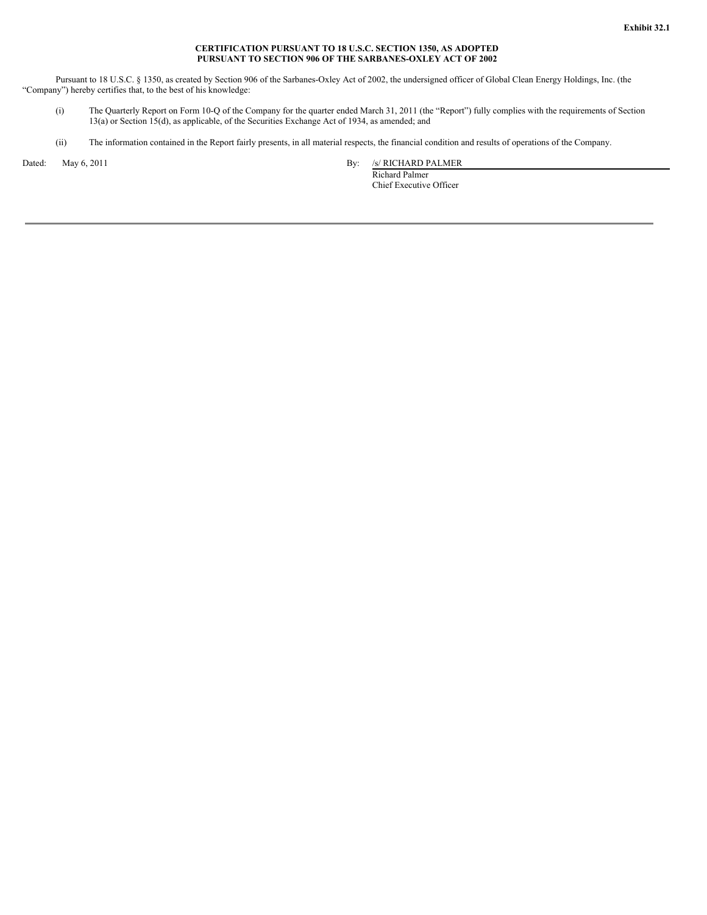**Exhibit 32.1**

**CERTIFICATION PURSUANT TO 18 U.S.C. SECTION 1350, AS ADOPTED PURSUANT TO SECTION 906 OF THE SARBANES-OXLEY ACT OF 2002**

Pursuant to 18 U.S.C. § 1350, as created by Section 906 of the Sarbanes-Oxley Act of 2002, the undersigned officer of Global Clean Energy Holdings, Inc. (the "Company") hereby certifies that, to the best of his knowledge:

(i) The Quarterly Report on Form 10-Q of the Company for the quarter ended March 31, 2011 (the "Report") fully complies with the requirements of Section 13(a) or Section 15(d), as applicable, of the Securities Exchange Act of 1934, as amended; and

(ii) The information contained in the Report fairly presents, in all material respects, the financial condition and results of operations of the Company.

Dated: May 6, 2011

By: /s/ RICHARD PALMER
Richard Palmer
Chief Executive Officer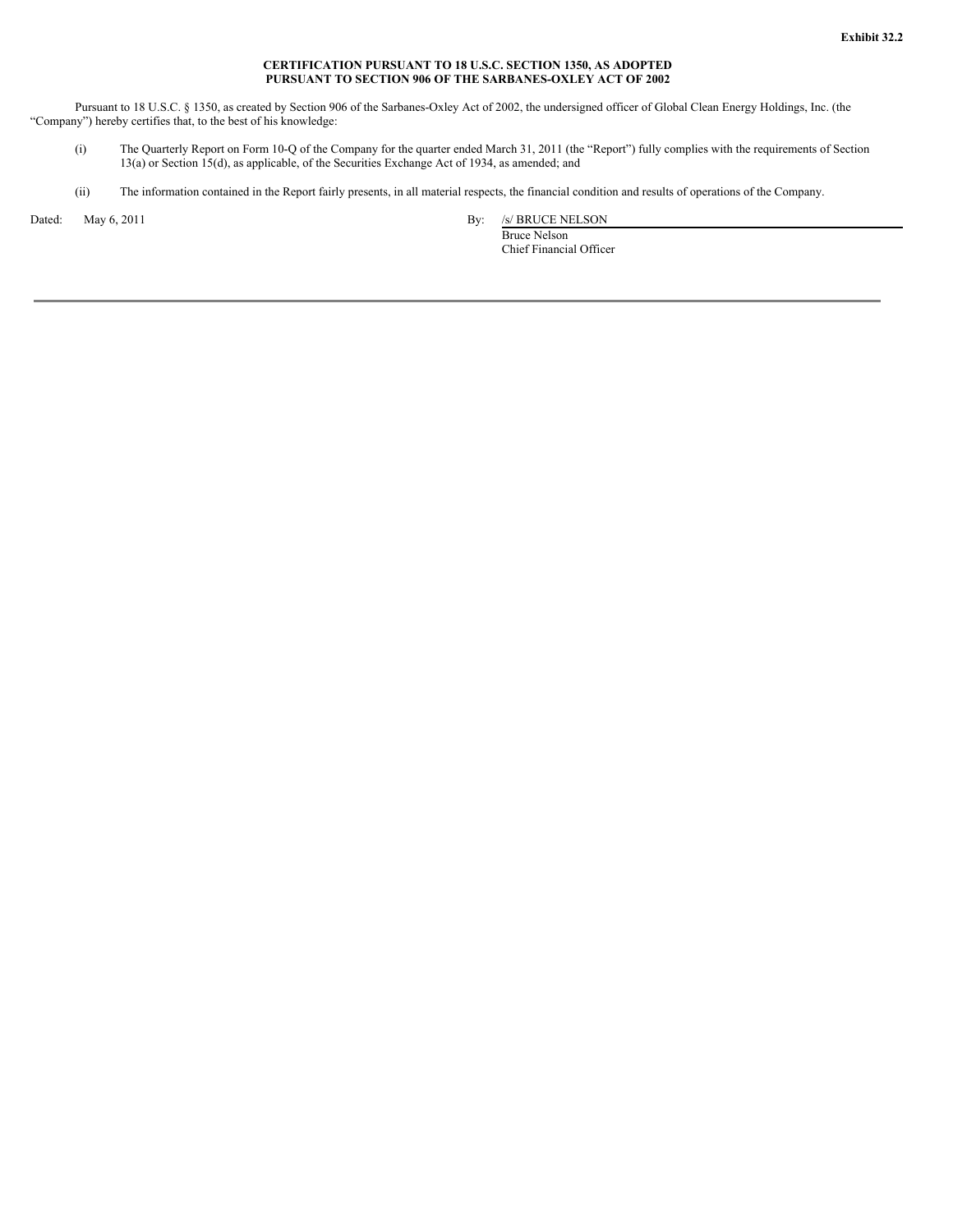**Exhibit 32.2**

**CERTIFICATION PURSUANT TO 18 U.S.C. SECTION 1350, AS ADOPTED PURSUANT TO SECTION 906 OF THE SARBANES-OXLEY ACT OF 2002**

Pursuant to 18 U.S.C. § 1350, as created by Section 906 of the Sarbanes-Oxley Act of 2002, the undersigned officer of Global Clean Energy Holdings, Inc. (the "Company") hereby certifies that, to the best of his knowledge:

(i) The Quarterly Report on Form 10-Q of the Company for the quarter ended March 31, 2011 (the "Report") fully complies with the requirements of Section 13(a) or Section 15(d), as applicable, of the Securities Exchange Act of 1934, as amended; and

(ii) The information contained in the Report fairly presents, in all material respects, the financial condition and results of operations of the Company.

Dated: May 6, 2011

By: /s/ BRUCE NELSON
Bruce Nelson
Chief Financial Officer